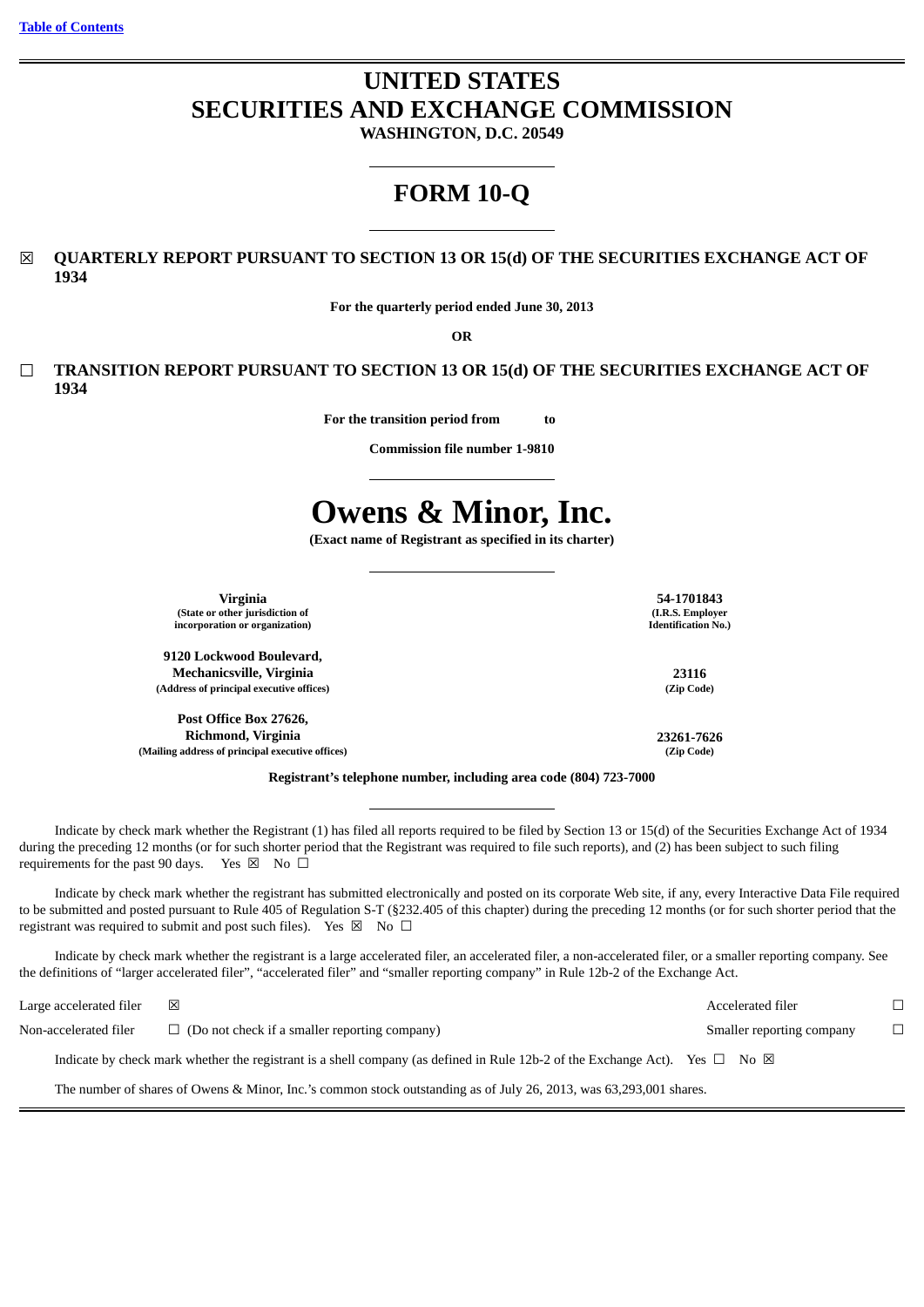[Table of Contents](#)

# UNITED STATES
# SECURITIES AND EXCHANGE COMMISSION
**WASHINGTON, D.C. 20549**

# FORM 10-Q

☒ **QUARTERLY REPORT PURSUANT TO SECTION 13 OR 15(d) OF THE SECURITIES EXCHANGE ACT OF 1934**

**For the quarterly period ended June 30, 2013**

**OR**

☐ **TRANSITION REPORT PURSUANT TO SECTION 13 OR 15(d) OF THE SECURITIES EXCHANGE ACT OF 1934**

**For the transition period from to**

**Commission file number 1-9810**

# Owens & Minor, Inc.
**(Exact name of Registrant as specified in its charter)**

| | |
|---|---|
| **Virginia**<br>**(State or other jurisdiction of incorporation or organization)** | **54-1701843**<br>**(I.R.S. Employer Identification No.)** |
| **9120 Lockwood Boulevard, Mechanicsville, Virginia**<br>**(Address of principal executive offices)** | **23116**<br>**(Zip Code)** |
| **Post Office Box 27626, Richmond, Virginia**<br>**(Mailing address of principal executive offices)** | **23261-7626**<br>**(Zip Code)** |

**Registrant's telephone number, including area code (804) 723-7000**

Indicate by check mark whether the Registrant (1) has filed all reports required to be filed by Section 13 or 15(d) of the Securities Exchange Act of 1934 during the preceding 12 months (or for such shorter period that the Registrant was required to file such reports), and (2) has been subject to such filing requirements for the past 90 days. Yes ☒ No ☐

Indicate by check mark whether the registrant has submitted electronically and posted on its corporate Web site, if any, every Interactive Data File required to be submitted and posted pursuant to Rule 405 of Regulation S-T (§232.405 of this chapter) during the preceding 12 months (or for such shorter period that the registrant was required to submit and post such files). Yes ☒ No ☐

Indicate by check mark whether the registrant is a large accelerated filer, an accelerated filer, a non-accelerated filer, or a smaller reporting company. See the definitions of "larger accelerated filer", "accelerated filer" and "smaller reporting company" in Rule 12b-2 of the Exchange Act.

| | | | |
|---|---|---|---|
| Large accelerated filer | ☒ | Accelerated filer | ☐ |
| Non-accelerated filer | ☐ (Do not check if a smaller reporting company) | Smaller reporting company | ☐ |

Indicate by check mark whether the registrant is a shell company (as defined in Rule 12b-2 of the Exchange Act). Yes ☐ No ☒

The number of shares of Owens & Minor, Inc.'s common stock outstanding as of July 26, 2013, was 63,293,001 shares.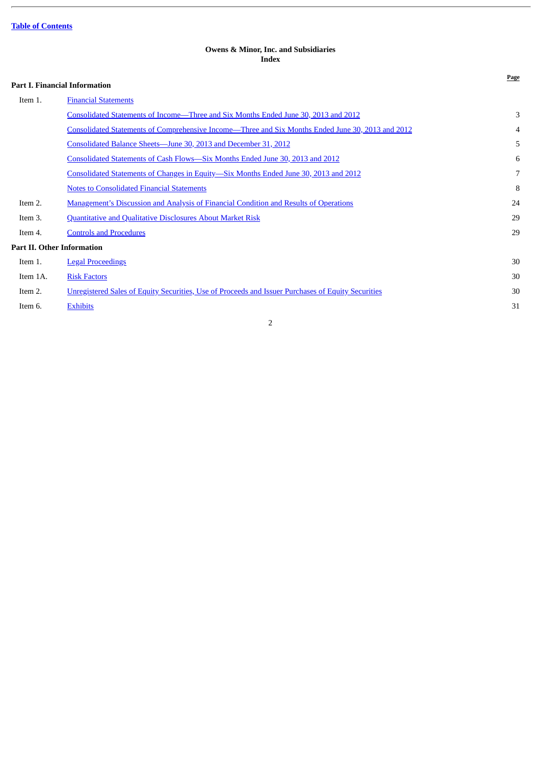Table of Contents

**Owens & Minor, Inc. and Subsidiaries**
**Index**

| | | Page |
|---|---|---|
| **Part I. Financial Information** | | |
| Item 1. | Financial Statements | |
| | Consolidated Statements of Income—Three and Six Months Ended June 30, 2013 and 2012 | 3 |
| | Consolidated Statements of Comprehensive Income—Three and Six Months Ended June 30, 2013 and 2012 | 4 |
| | Consolidated Balance Sheets—June 30, 2013 and December 31, 2012 | 5 |
| | Consolidated Statements of Cash Flows—Six Months Ended June 30, 2013 and 2012 | 6 |
| | Consolidated Statements of Changes in Equity—Six Months Ended June 30, 2013 and 2012 | 7 |
| | Notes to Consolidated Financial Statements | 8 |
| Item 2. | Management's Discussion and Analysis of Financial Condition and Results of Operations | 24 |
| Item 3. | Quantitative and Qualitative Disclosures About Market Risk | 29 |
| Item 4. | Controls and Procedures | 29 |
| **Part II. Other Information** | | |
| Item 1. | Legal Proceedings | 30 |
| Item 1A. | Risk Factors | 30 |
| Item 2. | Unregistered Sales of Equity Securities, Use of Proceeds and Issuer Purchases of Equity Securities | 30 |
| Item 6. | Exhibits | 31 |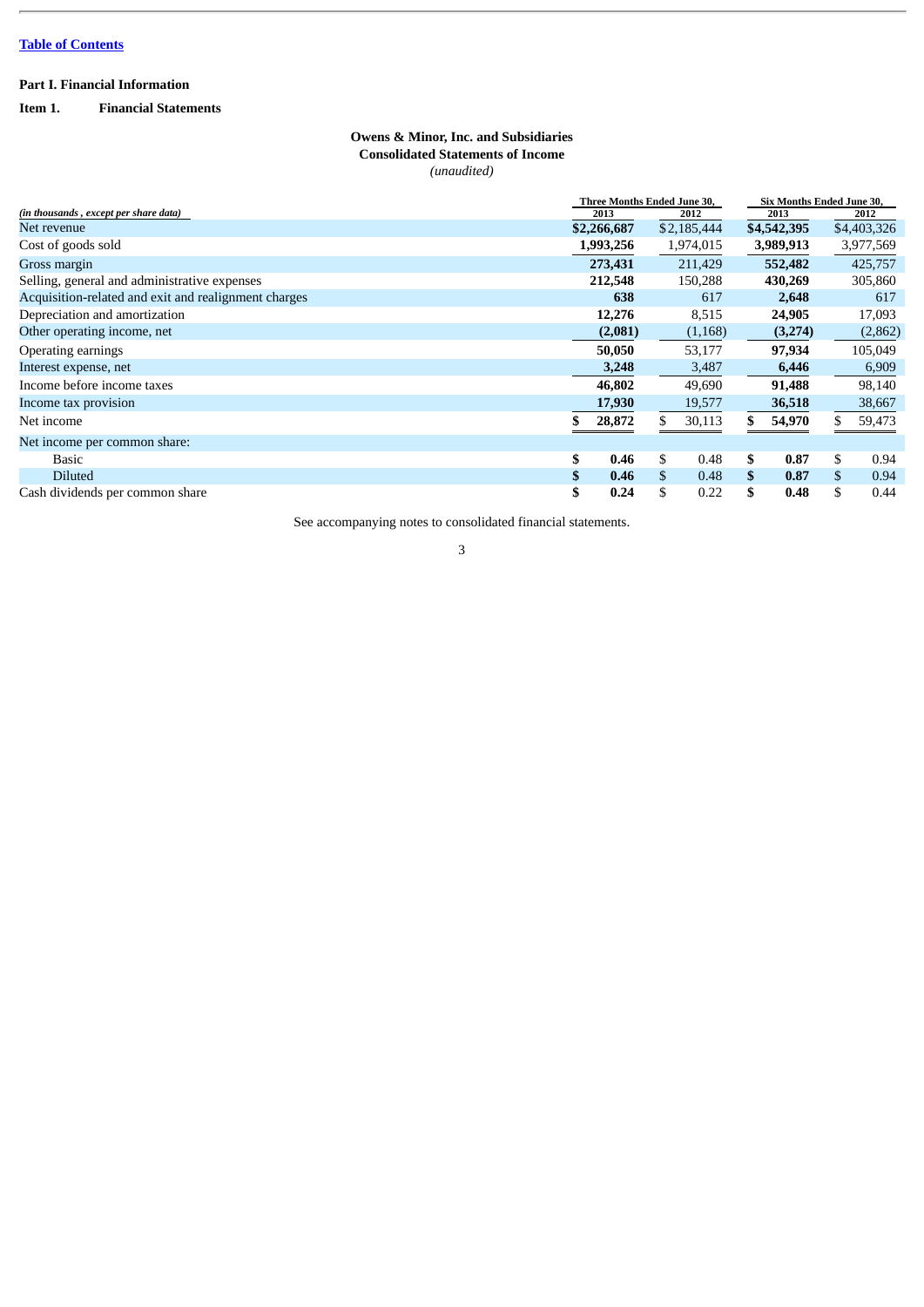Table of Contents

**Part I. Financial Information**

**Item 1. Financial Statements**

**Owens & Minor, Inc. and Subsidiaries**
**Consolidated Statements of Income**
*(unaudited)*

| *(in thousands , except per share data)* | Three Months Ended June 30, 2013 | Three Months Ended June 30, 2012 | Six Months Ended June 30, 2013 | Six Months Ended June 30, 2012 |
|---|---|---|---|---|
| Net revenue | **$2,266,687** | $2,185,444 | **$4,542,395** | $4,403,326 |
| Cost of goods sold | **1,993,256** | 1,974,015 | **3,989,913** | 3,977,569 |
| Gross margin | **273,431** | 211,429 | **552,482** | 425,757 |
| Selling, general and administrative expenses | **212,548** | 150,288 | **430,269** | 305,860 |
| Acquisition-related and exit and realignment charges | **638** | 617 | **2,648** | 617 |
| Depreciation and amortization | **12,276** | 8,515 | **24,905** | 17,093 |
| Other operating income, net | **(2,081)** | (1,168) | **(3,274)** | (2,862) |
| Operating earnings | **50,050** | 53,177 | **97,934** | 105,049 |
| Interest expense, net | **3,248** | 3,487 | **6,446** | 6,909 |
| Income before income taxes | **46,802** | 49,690 | **91,488** | 98,140 |
| Income tax provision | **17,930** | 19,577 | **36,518** | 38,667 |
| Net income | **$ 28,872** | $ 30,113 | **$ 54,970** | $ 59,473 |
| Net income per common share: | | | | |
| Basic | **$ 0.46** | $ 0.48 | **$ 0.87** | $ 0.94 |
| Diluted | **$ 0.46** | $ 0.48 | **$ 0.87** | $ 0.94 |
| Cash dividends per common share | **$ 0.24** | $ 0.22 | **$ 0.48** | $ 0.44 |

See accompanying notes to consolidated financial statements.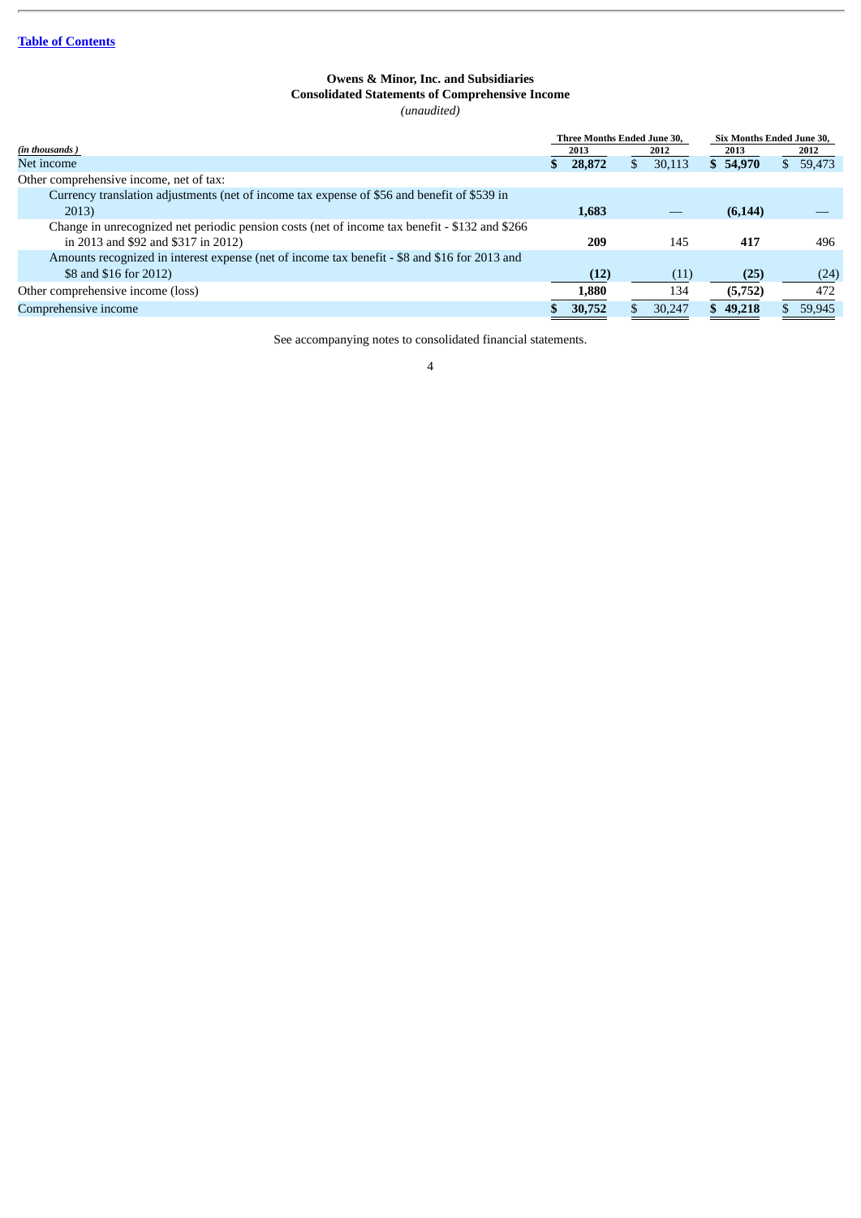**Owens & Minor, Inc. and Subsidiaries**
**Consolidated Statements of Comprehensive Income**
*(unaudited)*

| *(in thousands)* | Three Months Ended June 30, 2013 | Three Months Ended June 30, 2012 | Six Months Ended June 30, 2013 | Six Months Ended June 30, 2012 |
|---|---|---|---|---|
| Net income | **$ 28,872** | $ 30,113 | **$ 54,970** | $ 59,473 |
| Other comprehensive income, net of tax: | | | | |
| Currency translation adjustments (net of income tax expense of $56 and benefit of $539 in 2013) | **1,683** | — | **(6,144)** | — |
| Change in unrecognized net periodic pension costs (net of income tax benefit - $132 and $266 in 2013 and $92 and $317 in 2012) | **209** | 145 | **417** | 496 |
| Amounts recognized in interest expense (net of income tax benefit - $8 and $16 for 2013 and $8 and $16 for 2012) | **(12)** | (11) | **(25)** | (24) |
| Other comprehensive income (loss) | **1,880** | 134 | **(5,752)** | 472 |
| Comprehensive income | **$ 30,752** | $ 30,247 | **$ 49,218** | $ 59,945 |

See accompanying notes to consolidated financial statements.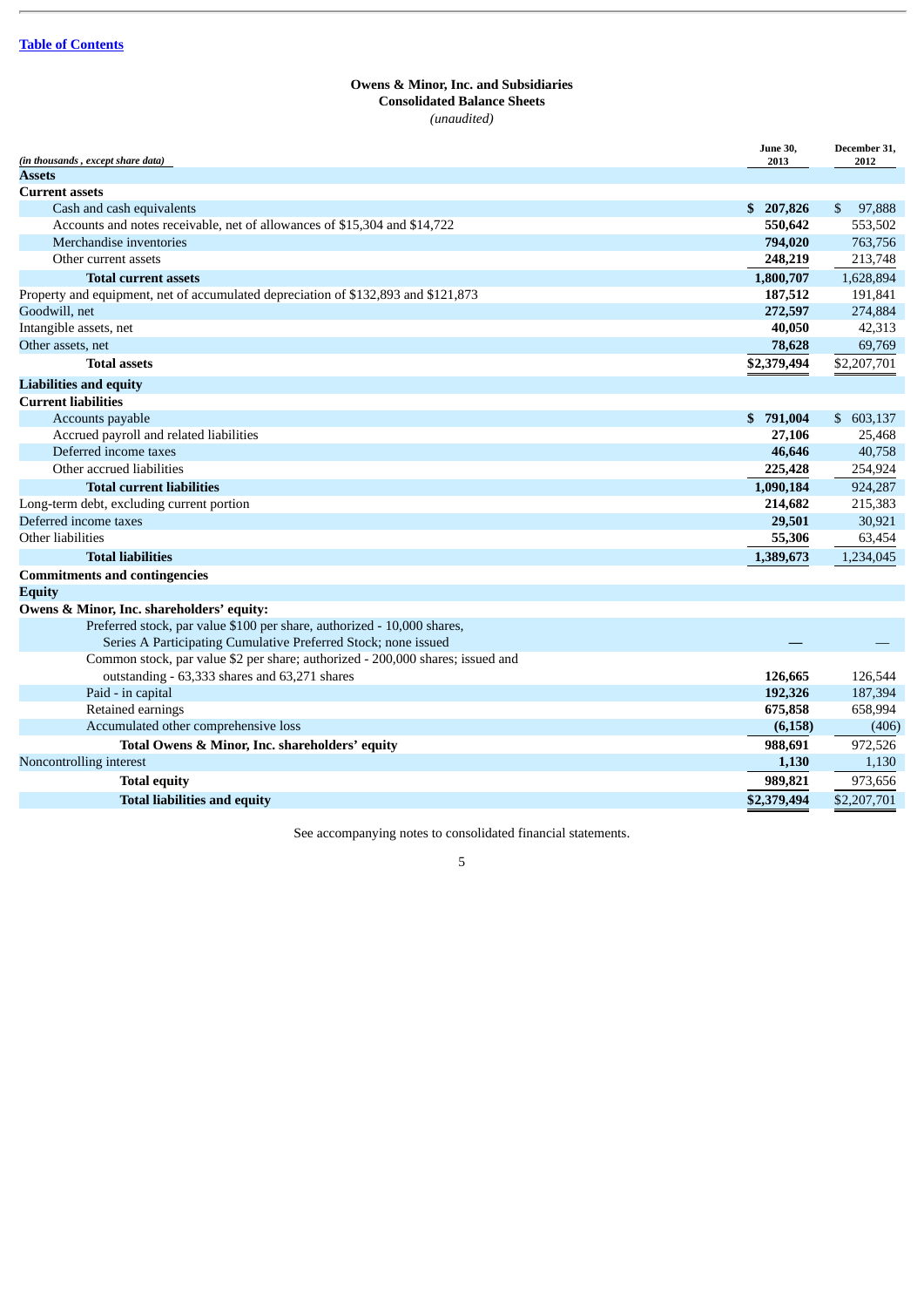Table of Contents

**Owens & Minor, Inc. and Subsidiaries**
**Consolidated Balance Sheets**
*(unaudited)*

| *(in thousands , except share data)* | June 30, 2013 | December 31, 2012 |
|---|---|---|
| **Assets** | | |
| **Current assets** | | |
| Cash and cash equivalents | **$ 207,826** | $ 97,888 |
| Accounts and notes receivable, net of allowances of $15,304 and $14,722 | **550,642** | 553,502 |
| Merchandise inventories | **794,020** | 763,756 |
| Other current assets | **248,219** | 213,748 |
| **Total current assets** | **1,800,707** | 1,628,894 |
| Property and equipment, net of accumulated depreciation of $132,893 and $121,873 | **187,512** | 191,841 |
| Goodwill, net | **272,597** | 274,884 |
| Intangible assets, net | **40,050** | 42,313 |
| Other assets, net | **78,628** | 69,769 |
| **Total assets** | **$2,379,494** | $2,207,701 |
| **Liabilities and equity** | | |
| **Current liabilities** | | |
| Accounts payable | **$ 791,004** | $ 603,137 |
| Accrued payroll and related liabilities | **27,106** | 25,468 |
| Deferred income taxes | **46,646** | 40,758 |
| Other accrued liabilities | **225,428** | 254,924 |
| **Total current liabilities** | **1,090,184** | 924,287 |
| Long-term debt, excluding current portion | **214,682** | 215,383 |
| Deferred income taxes | **29,501** | 30,921 |
| Other liabilities | **55,306** | 63,454 |
| **Total liabilities** | **1,389,673** | 1,234,045 |
| **Commitments and contingencies** | | |
| **Equity** | | |
| **Owens & Minor, Inc. shareholders' equity:** | | |
| Preferred stock, par value $100 per share, authorized - 10,000 shares, Series A Participating Cumulative Preferred Stock; none issued | **—** | — |
| Common stock, par value $2 per share; authorized - 200,000 shares; issued and outstanding - 63,333 shares and 63,271 shares | **126,665** | 126,544 |
| Paid - in capital | **192,326** | 187,394 |
| Retained earnings | **675,858** | 658,994 |
| Accumulated other comprehensive loss | **(6,158)** | (406) |
| **Total Owens & Minor, Inc. shareholders' equity** | **988,691** | 972,526 |
| Noncontrolling interest | **1,130** | 1,130 |
| **Total equity** | **989,821** | 973,656 |
| **Total liabilities and equity** | **$2,379,494** | $2,207,701 |

See accompanying notes to consolidated financial statements.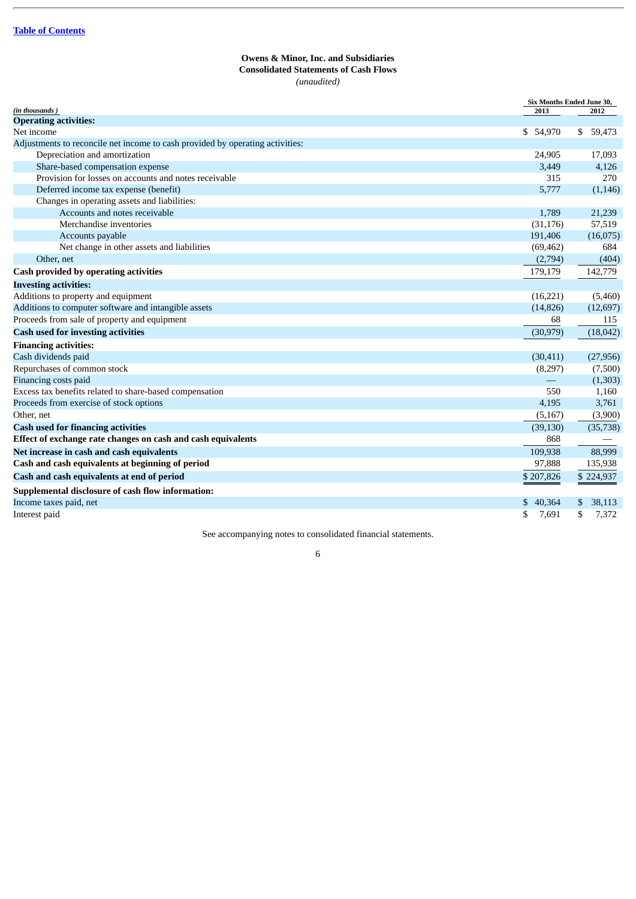[Table of Contents](#)

**Owens & Minor, Inc. and Subsidiaries**
**Consolidated Statements of Cash Flows**
*(unaudited)*

| *(in thousands)* | Six Months Ended June 30, 2013 | 2012 |
|---|---|---|
| **Operating activities:** | | |
| Net income | $ 54,970 | $ 59,473 |
| Adjustments to reconcile net income to cash provided by operating activities: | | |
| Depreciation and amortization | 24,905 | 17,093 |
| Share-based compensation expense | 3,449 | 4,126 |
| Provision for losses on accounts and notes receivable | 315 | 270 |
| Deferred income tax expense (benefit) | 5,777 | (1,146) |
| Changes in operating assets and liabilities: | | |
| Accounts and notes receivable | 1,789 | 21,239 |
| Merchandise inventories | (31,176) | 57,519 |
| Accounts payable | 191,406 | (16,075) |
| Net change in other assets and liabilities | (69,462) | 684 |
| Other, net | (2,794) | (404) |
| **Cash provided by operating activities** | 179,179 | 142,779 |
| **Investing activities:** | | |
| Additions to property and equipment | (16,221) | (5,460) |
| Additions to computer software and intangible assets | (14,826) | (12,697) |
| Proceeds from sale of property and equipment | 68 | 115 |
| **Cash used for investing activities** | (30,979) | (18,042) |
| **Financing activities:** | | |
| Cash dividends paid | (30,411) | (27,956) |
| Repurchases of common stock | (8,297) | (7,500) |
| Financing costs paid | — | (1,303) |
| Excess tax benefits related to share-based compensation | 550 | 1,160 |
| Proceeds from exercise of stock options | 4,195 | 3,761 |
| Other, net | (5,167) | (3,900) |
| **Cash used for financing activities** | (39,130) | (35,738) |
| **Effect of exchange rate changes on cash and cash equivalents** | 868 | — |
| **Net increase in cash and cash equivalents** | 109,938 | 88,999 |
| **Cash and cash equivalents at beginning of period** | 97,888 | 135,938 |
| **Cash and cash equivalents at end of period** | $ 207,826 | $ 224,937 |
| **Supplemental disclosure of cash flow information:** | | |
| Income taxes paid, net | $ 40,364 | $ 38,113 |
| Interest paid | $ 7,691 | $ 7,372 |

See accompanying notes to consolidated financial statements.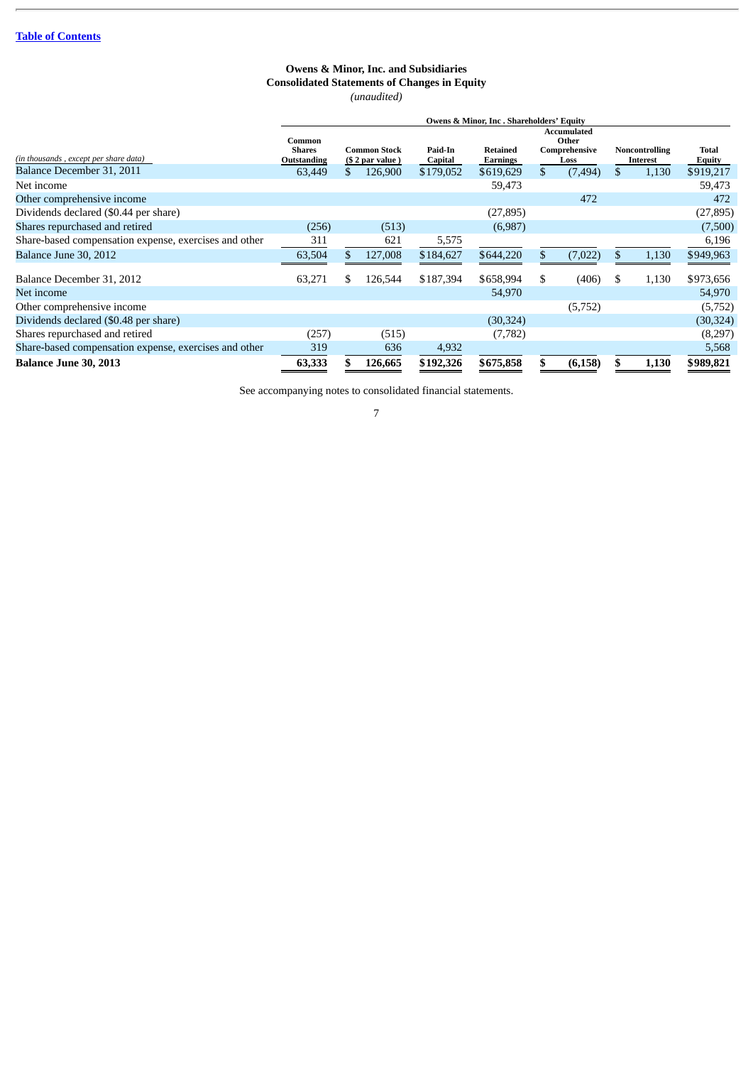[Table of Contents]

**Owens & Minor, Inc. and Subsidiaries**
**Consolidated Statements of Changes in Equity**
*(unaudited)*

| *(in thousands , except per share data)* | Owens & Minor, Inc . Shareholders' Equity | | | | | | |
|---|---|---|---|---|---|---|---|
| | Common Shares Outstanding | Common Stock ($ 2 par value ) | Paid-In Capital | Retained Earnings | Accumulated Other Comprehensive Loss | Noncontrolling Interest | Total Equity |
| Balance December 31, 2011 | 63,449 | $ 126,900 | $179,052 | $619,629 | $ (7,494) | $ 1,130 | $919,217 |
| Net income | | | | 59,473 | | | 59,473 |
| Other comprehensive income | | | | | 472 | | 472 |
| Dividends declared ($0.44 per share) | | | | (27,895) | | | (27,895) |
| Shares repurchased and retired | (256) | (513) | | (6,987) | | | (7,500) |
| Share-based compensation expense, exercises and other | 311 | 621 | 5,575 | | | | 6,196 |
| Balance June 30, 2012 | 63,504 | $ 127,008 | $184,627 | $644,220 | $ (7,022) | $ 1,130 | $949,963 |
| Balance December 31, 2012 | 63,271 | $ 126,544 | $187,394 | $658,994 | $ (406) | $ 1,130 | $973,656 |
| Net income | | | | 54,970 | | | 54,970 |
| Other comprehensive income | | | | | (5,752) | | (5,752) |
| Dividends declared ($0.48 per share) | | | | (30,324) | | | (30,324) |
| Shares repurchased and retired | (257) | (515) | | (7,782) | | | (8,297) |
| Share-based compensation expense, exercises and other | 319 | 636 | 4,932 | | | | 5,568 |
| **Balance June 30, 2013** | **63,333** | **$ 126,665** | **$192,326** | **$675,858** | **$ (6,158)** | **$ 1,130** | **$989,821** |

See accompanying notes to consolidated financial statements.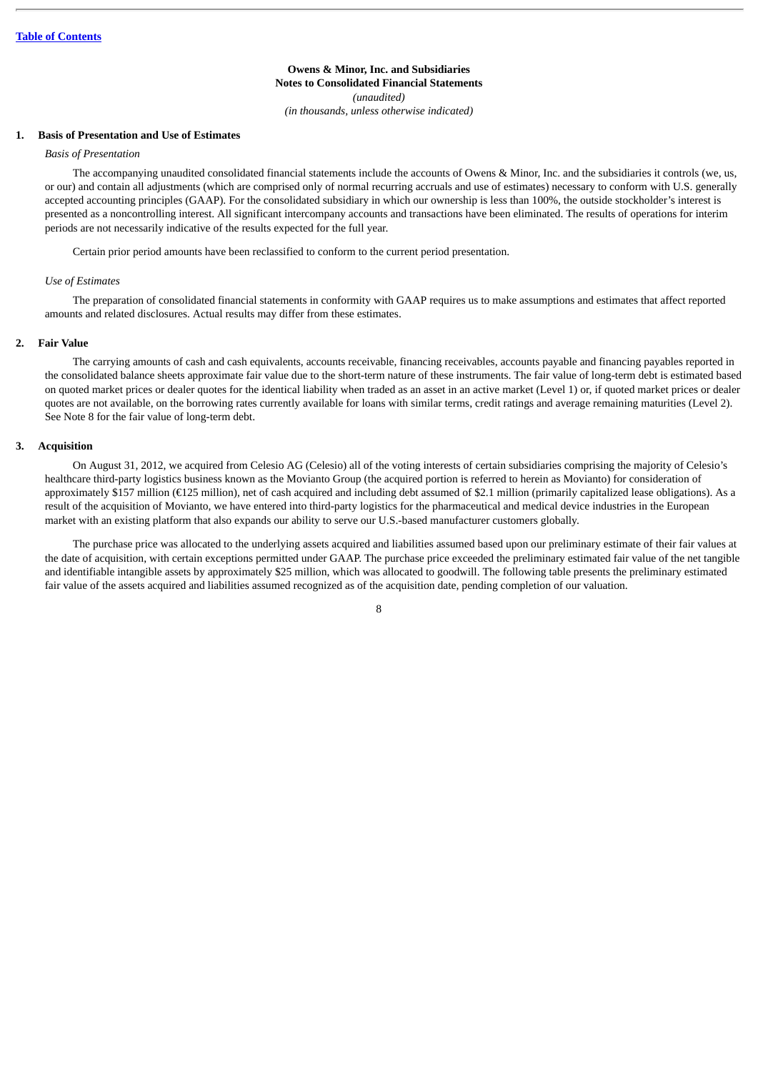**Owens & Minor, Inc. and Subsidiaries**
**Notes to Consolidated Financial Statements**
*(unaudited)*
*(in thousands, unless otherwise indicated)*

## 1. Basis of Presentation and Use of Estimates

*Basis of Presentation*

The accompanying unaudited consolidated financial statements include the accounts of Owens & Minor, Inc. and the subsidiaries it controls (we, us, or our) and contain all adjustments (which are comprised only of normal recurring accruals and use of estimates) necessary to conform with U.S. generally accepted accounting principles (GAAP). For the consolidated subsidiary in which our ownership is less than 100%, the outside stockholder's interest is presented as a noncontrolling interest. All significant intercompany accounts and transactions have been eliminated. The results of operations for interim periods are not necessarily indicative of the results expected for the full year.

Certain prior period amounts have been reclassified to conform to the current period presentation.

*Use of Estimates*

The preparation of consolidated financial statements in conformity with GAAP requires us to make assumptions and estimates that affect reported amounts and related disclosures. Actual results may differ from these estimates.

## 2. Fair Value

The carrying amounts of cash and cash equivalents, accounts receivable, financing receivables, accounts payable and financing payables reported in the consolidated balance sheets approximate fair value due to the short-term nature of these instruments. The fair value of long-term debt is estimated based on quoted market prices or dealer quotes for the identical liability when traded as an asset in an active market (Level 1) or, if quoted market prices or dealer quotes are not available, on the borrowing rates currently available for loans with similar terms, credit ratings and average remaining maturities (Level 2). See Note 8 for the fair value of long-term debt.

## 3. Acquisition

On August 31, 2012, we acquired from Celesio AG (Celesio) all of the voting interests of certain subsidiaries comprising the majority of Celesio's healthcare third-party logistics business known as the Movianto Group (the acquired portion is referred to herein as Movianto) for consideration of approximately $157 million (€125 million), net of cash acquired and including debt assumed of $2.1 million (primarily capitalized lease obligations). As a result of the acquisition of Movianto, we have entered into third-party logistics for the pharmaceutical and medical device industries in the European market with an existing platform that also expands our ability to serve our U.S.-based manufacturer customers globally.

The purchase price was allocated to the underlying assets acquired and liabilities assumed based upon our preliminary estimate of their fair values at the date of acquisition, with certain exceptions permitted under GAAP. The purchase price exceeded the preliminary estimated fair value of the net tangible and identifiable intangible assets by approximately $25 million, which was allocated to goodwill. The following table presents the preliminary estimated fair value of the assets acquired and liabilities assumed recognized as of the acquisition date, pending completion of our valuation.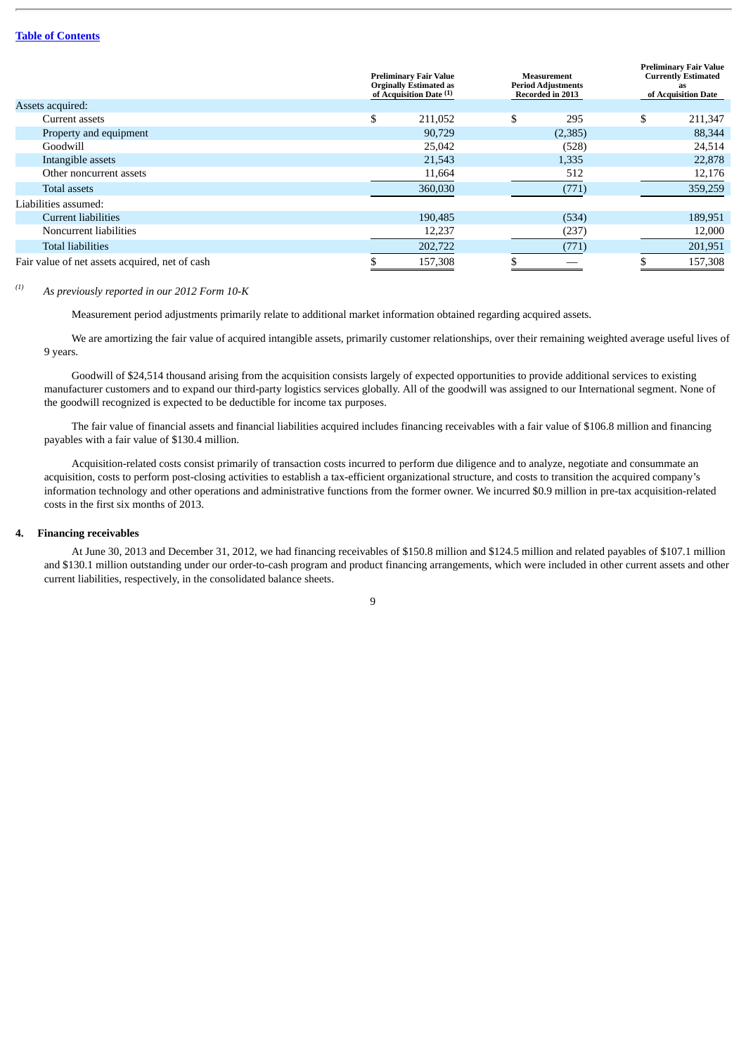| | Preliminary Fair Value Orginally Estimated as of Acquisition Date [1] | Measurement Period Adjustments Recorded in 2013 | Preliminary Fair Value Currently Estimated as of Acquisition Date |
|---|---|---|---|
| Assets acquired: | | | |
| Current assets | $ 211,052 | $ 295 | $ 211,347 |
| Property and equipment | 90,729 | (2,385) | 88,344 |
| Goodwill | 25,042 | (528) | 24,514 |
| Intangible assets | 21,543 | 1,335 | 22,878 |
| Other noncurrent assets | 11,664 | 512 | 12,176 |
| Total assets | 360,030 | (771) | 359,259 |
| Liabilities assumed: | | | |
| Current liabilities | 190,485 | (534) | 189,951 |
| Noncurrent liabilities | 12,237 | (237) | 12,000 |
| Total liabilities | 202,722 | (771) | 201,951 |
| Fair value of net assets acquired, net of cash | $ 157,308 | $ — | $ 157,308 |

[1] *As previously reported in our 2012 Form 10-K*

Measurement period adjustments primarily relate to additional market information obtained regarding acquired assets.

We are amortizing the fair value of acquired intangible assets, primarily customer relationships, over their remaining weighted average useful lives of 9 years.

Goodwill of $24,514 thousand arising from the acquisition consists largely of expected opportunities to provide additional services to existing manufacturer customers and to expand our third-party logistics services globally. All of the goodwill was assigned to our International segment. None of the goodwill recognized is expected to be deductible for income tax purposes.

The fair value of financial assets and financial liabilities acquired includes financing receivables with a fair value of $106.8 million and financing payables with a fair value of $130.4 million.

Acquisition-related costs consist primarily of transaction costs incurred to perform due diligence and to analyze, negotiate and consummate an acquisition, costs to perform post-closing activities to establish a tax-efficient organizational structure, and costs to transition the acquired company's information technology and other operations and administrative functions from the former owner. We incurred $0.9 million in pre-tax acquisition-related costs in the first six months of 2013.

**4. Financing receivables**

At June 30, 2013 and December 31, 2012, we had financing receivables of $150.8 million and $124.5 million and related payables of $107.1 million and $130.1 million outstanding under our order-to-cash program and product financing arrangements, which were included in other current assets and other current liabilities, respectively, in the consolidated balance sheets.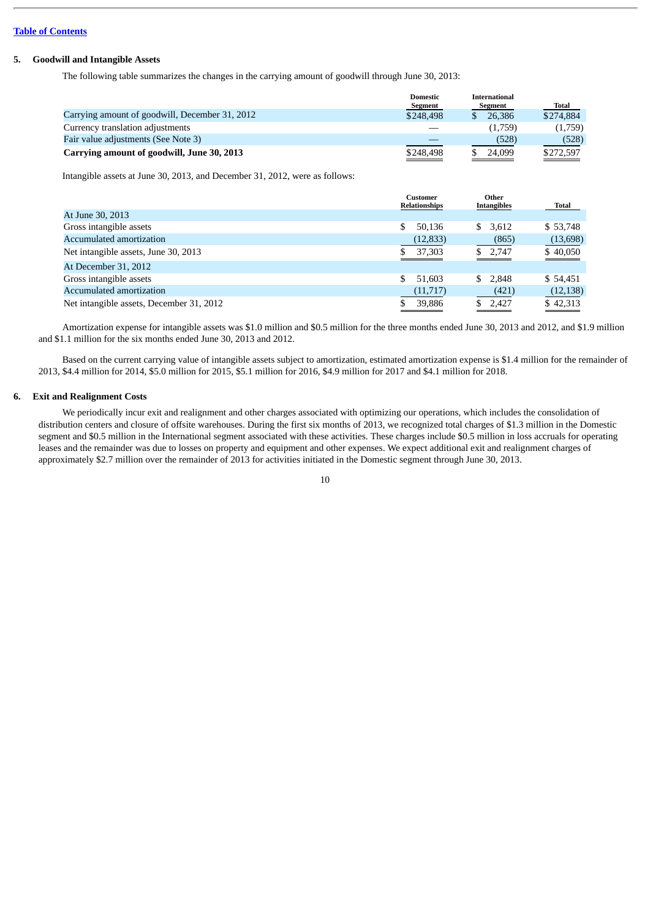[Table of Contents](#)

## 5. Goodwill and Intangible Assets

The following table summarizes the changes in the carrying amount of goodwill through June 30, 2013:

| | Domestic Segment | International Segment | Total |
|---|---|---|---|
| Carrying amount of goodwill, December 31, 2012 | $248,498 | $ 26,386 | $274,884 |
| Currency translation adjustments | — | (1,759) | (1,759) |
| Fair value adjustments (See Note 3) | — | (528) | (528) |
| **Carrying amount of goodwill, June 30, 2013** | $248,498 | $ 24,099 | $272,597 |

Intangible assets at June 30, 2013, and December 31, 2012, were as follows:

| | Customer Relationships | Other Intangibles | Total |
|---|---|---|---|
| At June 30, 2013 | | | |
| Gross intangible assets | $ 50,136 | $ 3,612 | $ 53,748 |
| Accumulated amortization | (12,833) | (865) | (13,698) |
| Net intangible assets, June 30, 2013 | $ 37,303 | $ 2,747 | $ 40,050 |
| At December 31, 2012 | | | |
| Gross intangible assets | $ 51,603 | $ 2,848 | $ 54,451 |
| Accumulated amortization | (11,717) | (421) | (12,138) |
| Net intangible assets, December 31, 2012 | $ 39,886 | $ 2,427 | $ 42,313 |

Amortization expense for intangible assets was $1.0 million and $0.5 million for the three months ended June 30, 2013 and 2012, and $1.9 million and $1.1 million for the six months ended June 30, 2013 and 2012.

Based on the current carrying value of intangible assets subject to amortization, estimated amortization expense is $1.4 million for the remainder of 2013, $4.4 million for 2014, $5.0 million for 2015, $5.1 million for 2016, $4.9 million for 2017 and $4.1 million for 2018.

## 6. Exit and Realignment Costs

We periodically incur exit and realignment and other charges associated with optimizing our operations, which includes the consolidation of distribution centers and closure of offsite warehouses. During the first six months of 2013, we recognized total charges of $1.3 million in the Domestic segment and $0.5 million in the International segment associated with these activities. These charges include $0.5 million in loss accruals for operating leases and the remainder was due to losses on property and equipment and other expenses. We expect additional exit and realignment charges of approximately $2.7 million over the remainder of 2013 for activities initiated in the Domestic segment through June 30, 2013.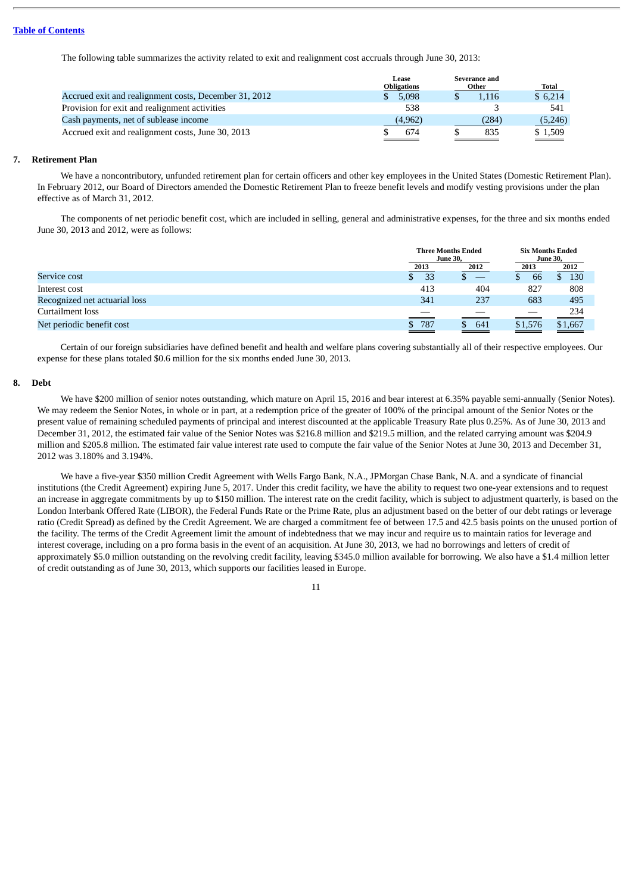The following table summarizes the activity related to exit and realignment cost accruals through June 30, 2013:

| | Lease Obligations | Severance and Other | Total |
|---|---|---|---|
| Accrued exit and realignment costs, December 31, 2012 | $ 5,098 | $ 1,116 | $ 6,214 |
| Provision for exit and realignment activities | 538 | 3 | 541 |
| Cash payments, net of sublease income | (4,962) | (284) | (5,246) |
| Accrued exit and realignment costs, June 30, 2013 | $ 674 | $ 835 | $ 1,509 |

## 7. Retirement Plan

We have a noncontributory, unfunded retirement plan for certain officers and other key employees in the United States (Domestic Retirement Plan). In February 2012, our Board of Directors amended the Domestic Retirement Plan to freeze benefit levels and modify vesting provisions under the plan effective as of March 31, 2012.

The components of net periodic benefit cost, which are included in selling, general and administrative expenses, for the three and six months ended June 30, 2013 and 2012, were as follows:

| | Three Months Ended June 30, | | Six Months Ended June 30, | |
|---|---|---|---|---|
| | 2013 | 2012 | 2013 | 2012 |
| Service cost | $ 33 | $ — | $ 66 | $ 130 |
| Interest cost | 413 | 404 | 827 | 808 |
| Recognized net actuarial loss | 341 | 237 | 683 | 495 |
| Curtailment loss | — | — | — | 234 |
| Net periodic benefit cost | $ 787 | $ 641 | $1,576 | $1,667 |

Certain of our foreign subsidiaries have defined benefit and health and welfare plans covering substantially all of their respective employees. Our expense for these plans totaled $0.6 million for the six months ended June 30, 2013.

## 8. Debt

We have $200 million of senior notes outstanding, which mature on April 15, 2016 and bear interest at 6.35% payable semi-annually (Senior Notes). We may redeem the Senior Notes, in whole or in part, at a redemption price of the greater of 100% of the principal amount of the Senior Notes or the present value of remaining scheduled payments of principal and interest discounted at the applicable Treasury Rate plus 0.25%. As of June 30, 2013 and December 31, 2012, the estimated fair value of the Senior Notes was $216.8 million and $219.5 million, and the related carrying amount was $204.9 million and $205.8 million. The estimated fair value interest rate used to compute the fair value of the Senior Notes at June 30, 2013 and December 31, 2012 was 3.180% and 3.194%.

We have a five-year $350 million Credit Agreement with Wells Fargo Bank, N.A., JPMorgan Chase Bank, N.A. and a syndicate of financial institutions (the Credit Agreement) expiring June 5, 2017. Under this credit facility, we have the ability to request two one-year extensions and to request an increase in aggregate commitments by up to $150 million. The interest rate on the credit facility, which is subject to adjustment quarterly, is based on the London Interbank Offered Rate (LIBOR), the Federal Funds Rate or the Prime Rate, plus an adjustment based on the better of our debt ratings or leverage ratio (Credit Spread) as defined by the Credit Agreement. We are charged a commitment fee of between 17.5 and 42.5 basis points on the unused portion of the facility. The terms of the Credit Agreement limit the amount of indebtedness that we may incur and require us to maintain ratios for leverage and interest coverage, including on a pro forma basis in the event of an acquisition. At June 30, 2013, we had no borrowings and letters of credit of approximately $5.0 million outstanding on the revolving credit facility, leaving $345.0 million available for borrowing. We also have a $1.4 million letter of credit outstanding as of June 30, 2013, which supports our facilities leased in Europe.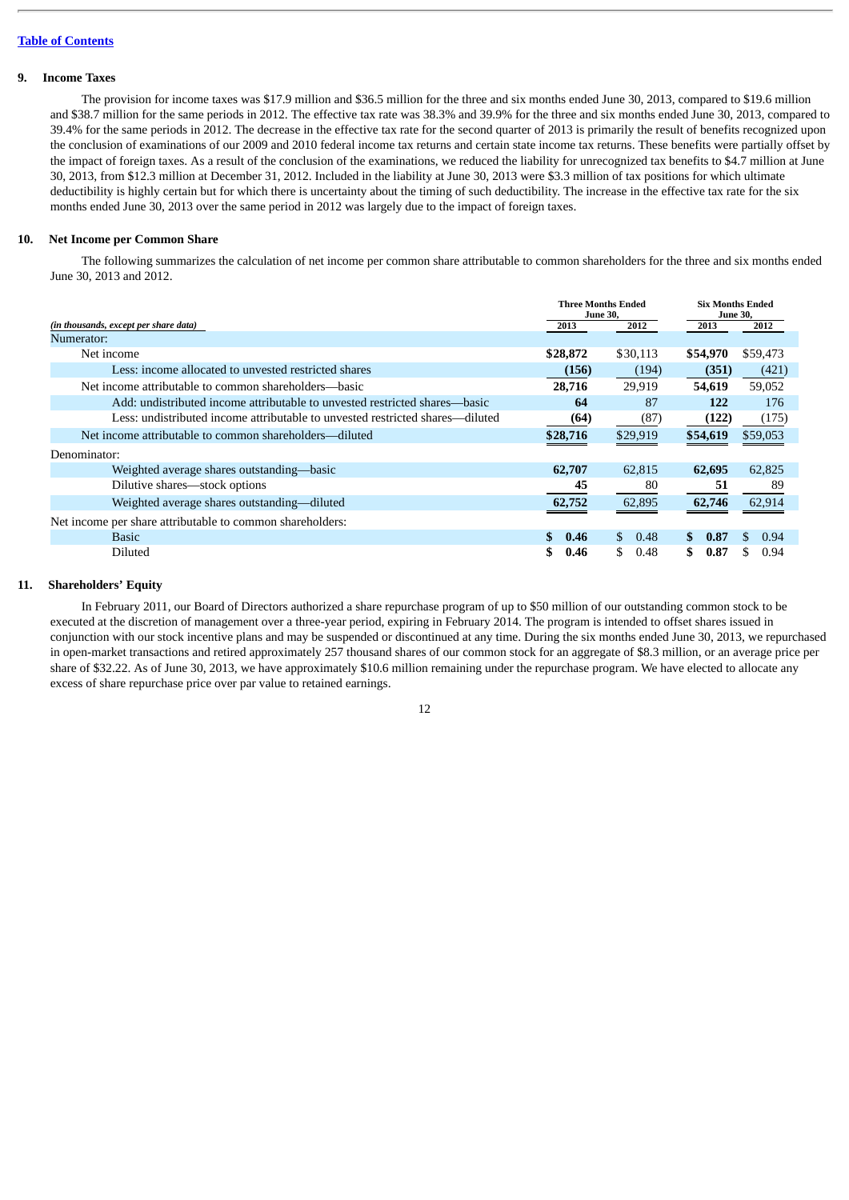[Table of Contents]

## 9. Income Taxes

The provision for income taxes was $17.9 million and $36.5 million for the three and six months ended June 30, 2013, compared to $19.6 million and $38.7 million for the same periods in 2012. The effective tax rate was 38.3% and 39.9% for the three and six months ended June 30, 2013, compared to 39.4% for the same periods in 2012. The decrease in the effective tax rate for the second quarter of 2013 is primarily the result of benefits recognized upon the conclusion of examinations of our 2009 and 2010 federal income tax returns and certain state income tax returns. These benefits were partially offset by the impact of foreign taxes. As a result of the conclusion of the examinations, we reduced the liability for unrecognized tax benefits to $4.7 million at June 30, 2013, from $12.3 million at December 31, 2012. Included in the liability at June 30, 2013 were $3.3 million of tax positions for which ultimate deductibility is highly certain but for which there is uncertainty about the timing of such deductibility. The increase in the effective tax rate for the six months ended June 30, 2013 over the same period in 2012 was largely due to the impact of foreign taxes.

## 10. Net Income per Common Share

The following summarizes the calculation of net income per common share attributable to common shareholders for the three and six months ended June 30, 2013 and 2012.

| *(in thousands, except per share data)* | Three Months Ended June 30, | | Six Months Ended June 30, | |
|---|---|---|---|---|
| | **2013** | **2012** | **2013** | **2012** |
| Numerator: | | | | |
| Net income | **$28,872** | $30,113 | **$54,970** | $59,473 |
| Less: income allocated to unvested restricted shares | **(156)** | (194) | **(351)** | (421) |
| Net income attributable to common shareholders—basic | **28,716** | 29,919 | **54,619** | 59,052 |
| Add: undistributed income attributable to unvested restricted shares—basic | **64** | 87 | **122** | 176 |
| Less: undistributed income attributable to unvested restricted shares—diluted | **(64)** | (87) | **(122)** | (175) |
| Net income attributable to common shareholders—diluted | **$28,716** | $29,919 | **$54,619** | $59,053 |
| Denominator: | | | | |
| Weighted average shares outstanding—basic | **62,707** | 62,815 | **62,695** | 62,825 |
| Dilutive shares—stock options | **45** | 80 | **51** | 89 |
| Weighted average shares outstanding—diluted | **62,752** | 62,895 | **62,746** | 62,914 |
| Net income per share attributable to common shareholders: | | | | |
| Basic | **$ 0.46** | $ 0.48 | **$ 0.87** | $ 0.94 |
| Diluted | **$ 0.46** | $ 0.48 | **$ 0.87** | $ 0.94 |

## 11. Shareholders' Equity

In February 2011, our Board of Directors authorized a share repurchase program of up to $50 million of our outstanding common stock to be executed at the discretion of management over a three-year period, expiring in February 2014. The program is intended to offset shares issued in conjunction with our stock incentive plans and may be suspended or discontinued at any time. During the six months ended June 30, 2013, we repurchased in open-market transactions and retired approximately 257 thousand shares of our common stock for an aggregate of $8.3 million, or an average price per share of $32.22. As of June 30, 2013, we have approximately $10.6 million remaining under the share repurchase program. We have elected to allocate any excess of share repurchase price over par value to retained earnings.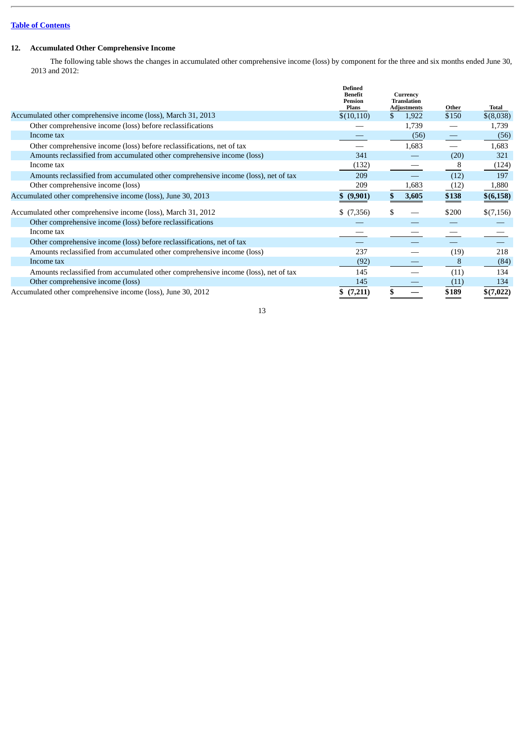## 12. Accumulated Other Comprehensive Income

The following table shows the changes in accumulated other comprehensive income (loss) by component for the three and six months ended June 30, 2013 and 2012:

| | Defined Benefit Pension Plans | Currency Translation Adjustments | Other | Total |
|---|---|---|---|---|
| Accumulated other comprehensive income (loss), March 31, 2013 | $(10,110) | $ 1,922 | $150 | $(8,038) |
| Other comprehensive income (loss) before reclassifications | — | 1,739 | — | 1,739 |
| Income tax | — | (56) | — | (56) |
| Other comprehensive income (loss) before reclassifications, net of tax | — | 1,683 | — | 1,683 |
| Amounts reclassified from accumulated other comprehensive income (loss) | 341 | — | (20) | 321 |
| Income tax | (132) | — | 8 | (124) |
| Amounts reclassified from accumulated other comprehensive income (loss), net of tax | 209 | — | (12) | 197 |
| Other comprehensive income (loss) | 209 | 1,683 | (12) | 1,880 |
| Accumulated other comprehensive income (loss), June 30, 2013 | $ (9,901) | $ 3,605 | $138 | $(6,158) |
| | | | | |
| Accumulated other comprehensive income (loss), March 31, 2012 | $ (7,356) | $ — | $200 | $(7,156) |
| Other comprehensive income (loss) before reclassifications | — | — | — | — |
| Income tax | — | — | — | — |
| Other comprehensive income (loss) before reclassifications, net of tax | — | — | — | — |
| Amounts reclassified from accumulated other comprehensive income (loss) | 237 | — | (19) | 218 |
| Income tax | (92) | — | 8 | (84) |
| Amounts reclassified from accumulated other comprehensive income (loss), net of tax | 145 | — | (11) | 134 |
| Other comprehensive income (loss) | 145 | — | (11) | 134 |
| Accumulated other comprehensive income (loss), June 30, 2012 | $ (7,211) | $ — | $189 | $(7,022) |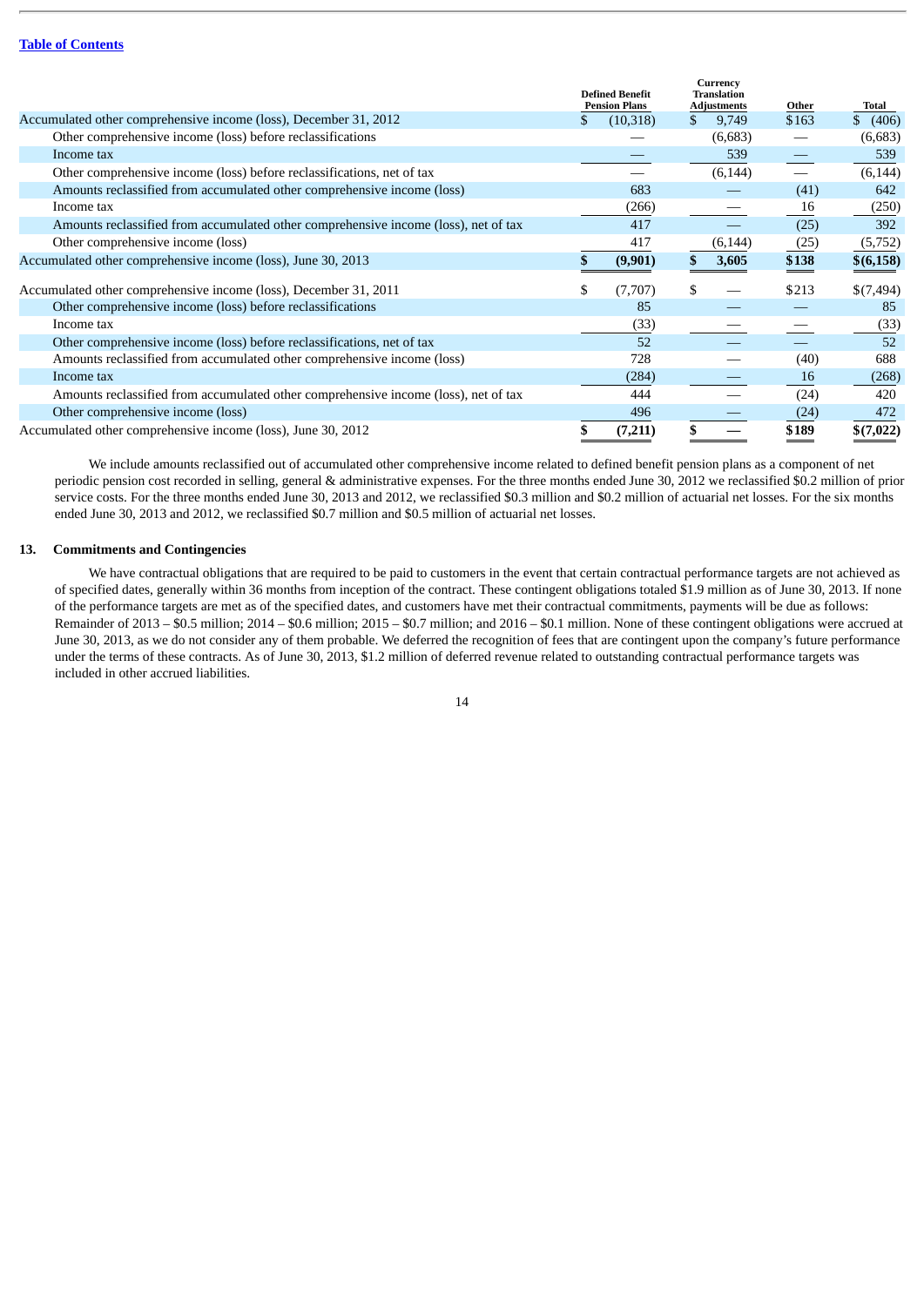|  | Defined Benefit Pension Plans | Currency Translation Adjustments | Other | Total |
|---|---|---|---|---|
| Accumulated other comprehensive income (loss), December 31, 2012 | $ (10,318) | $ 9,749 | $163 | $ (406) |
| Other comprehensive income (loss) before reclassifications | — | (6,683) | — | (6,683) |
| Income tax | — | 539 | — | 539 |
| Other comprehensive income (loss) before reclassifications, net of tax | — | (6,144) | — | (6,144) |
| Amounts reclassified from accumulated other comprehensive income (loss) | 683 | — | (41) | 642 |
| Income tax | (266) | — | 16 | (250) |
| Amounts reclassified from accumulated other comprehensive income (loss), net of tax | 417 | — | (25) | 392 |
| Other comprehensive income (loss) | 417 | (6,144) | (25) | (5,752) |
| Accumulated other comprehensive income (loss), June 30, 2013 | **$ (9,901)** | **$ 3,605** | **$138** | **$(6,158)** |
| Accumulated other comprehensive income (loss), December 31, 2011 | $ (7,707) | $ — | $213 | $(7,494) |
| Other comprehensive income (loss) before reclassifications | 85 | — | — | 85 |
| Income tax | (33) | — | — | (33) |
| Other comprehensive income (loss) before reclassifications, net of tax | 52 | — | — | 52 |
| Amounts reclassified from accumulated other comprehensive income (loss) | 728 | — | (40) | 688 |
| Income tax | (284) | — | 16 | (268) |
| Amounts reclassified from accumulated other comprehensive income (loss), net of tax | 444 | — | (24) | 420 |
| Other comprehensive income (loss) | 496 | — | (24) | 472 |
| Accumulated other comprehensive income (loss), June 30, 2012 | **$ (7,211)** | **$ —** | **$189** | **$(7,022)** |

We include amounts reclassified out of accumulated other comprehensive income related to defined benefit pension plans as a component of net periodic pension cost recorded in selling, general & administrative expenses. For the three months ended June 30, 2012 we reclassified $0.2 million of prior service costs. For the three months ended June 30, 2013 and 2012, we reclassified $0.3 million and $0.2 million of actuarial net losses. For the six months ended June 30, 2013 and 2012, we reclassified $0.7 million and $0.5 million of actuarial net losses.

## 13. Commitments and Contingencies

We have contractual obligations that are required to be paid to customers in the event that certain contractual performance targets are not achieved as of specified dates, generally within 36 months from inception of the contract. These contingent obligations totaled $1.9 million as of June 30, 2013. If none of the performance targets are met as of the specified dates, and customers have met their contractual commitments, payments will be due as follows: Remainder of 2013 – $0.5 million; 2014 – $0.6 million; 2015 – $0.7 million; and 2016 – $0.1 million. None of these contingent obligations were accrued at June 30, 2013, as we do not consider any of them probable. We deferred the recognition of fees that are contingent upon the company's future performance under the terms of these contracts. As of June 30, 2013, $1.2 million of deferred revenue related to outstanding contractual performance targets was included in other accrued liabilities.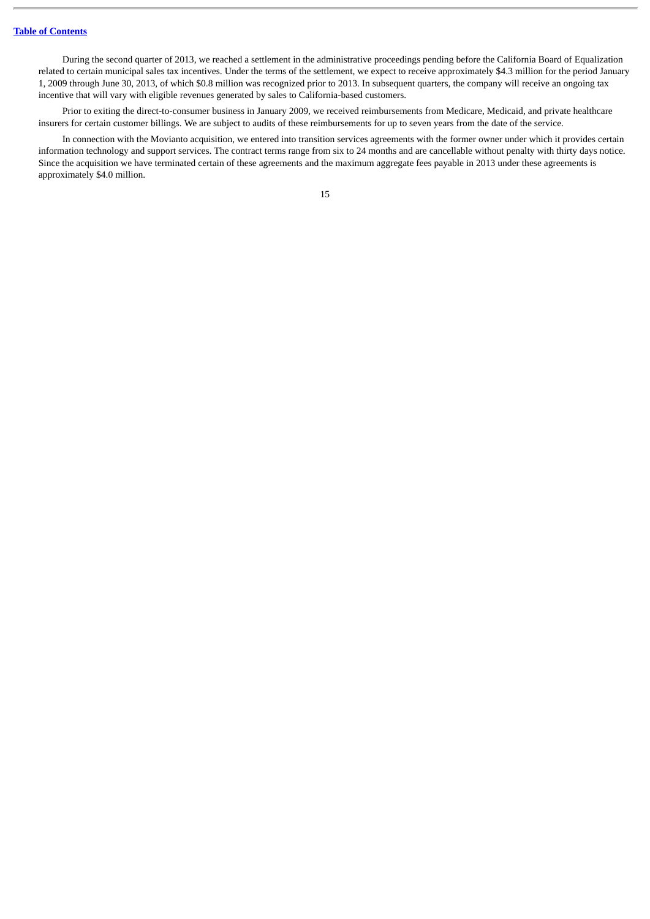During the second quarter of 2013, we reached a settlement in the administrative proceedings pending before the California Board of Equalization related to certain municipal sales tax incentives. Under the terms of the settlement, we expect to receive approximately $4.3 million for the period January 1, 2009 through June 30, 2013, of which $0.8 million was recognized prior to 2013. In subsequent quarters, the company will receive an ongoing tax incentive that will vary with eligible revenues generated by sales to California-based customers.

Prior to exiting the direct-to-consumer business in January 2009, we received reimbursements from Medicare, Medicaid, and private healthcare insurers for certain customer billings. We are subject to audits of these reimbursements for up to seven years from the date of the service.

In connection with the Movianto acquisition, we entered into transition services agreements with the former owner under which it provides certain information technology and support services. The contract terms range from six to 24 months and are cancellable without penalty with thirty days notice. Since the acquisition we have terminated certain of these agreements and the maximum aggregate fees payable in 2013 under these agreements is approximately $4.0 million.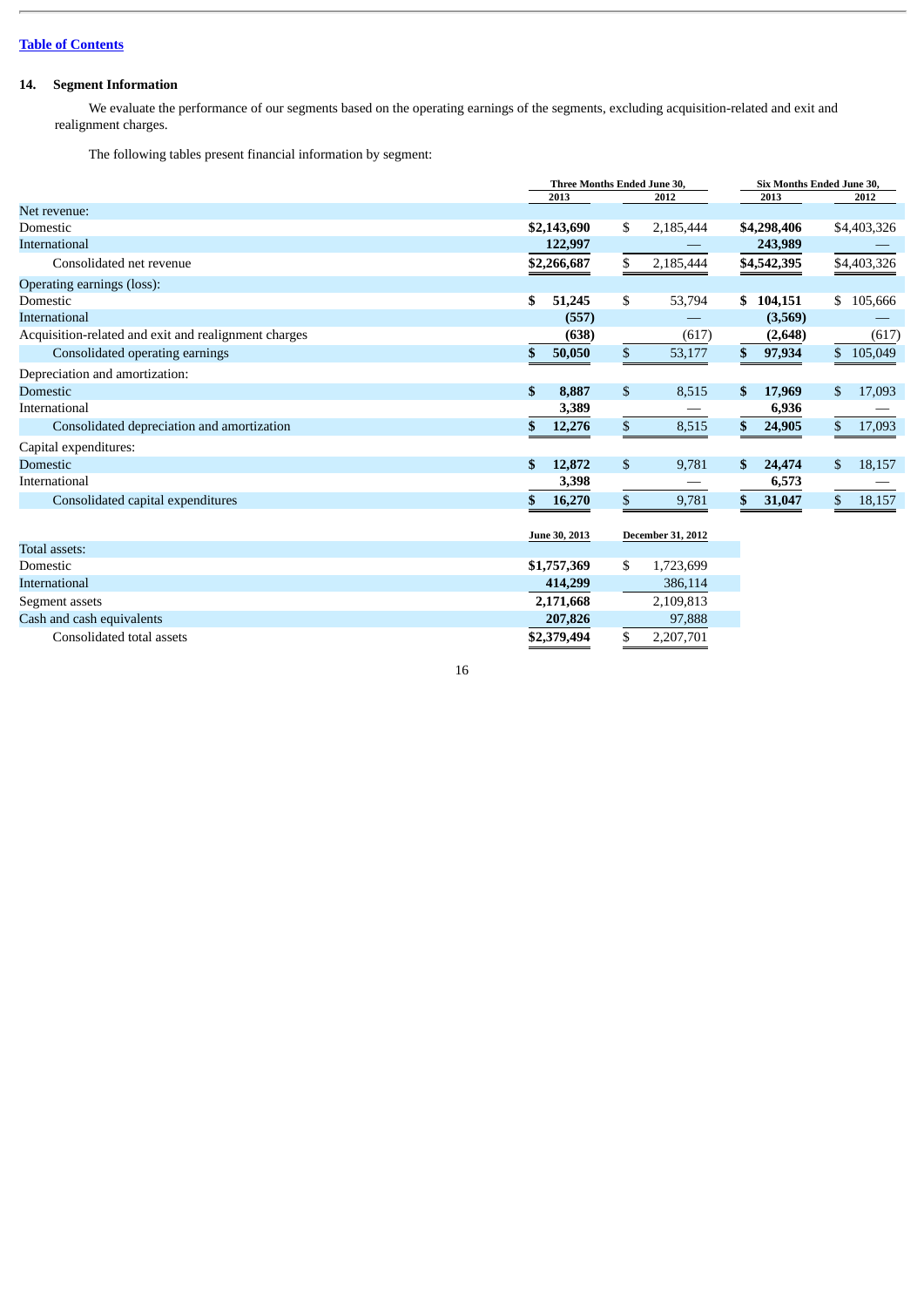## 14. Segment Information

We evaluate the performance of our segments based on the operating earnings of the segments, excluding acquisition-related and exit and realignment charges.

The following tables present financial information by segment:

| | Three Months Ended June 30, | | Six Months Ended June 30, | |
|---|---|---|---|---|
| | 2013 | 2012 | 2013 | 2012 |
| Net revenue: | | | | |
| Domestic | $2,143,690 | $ 2,185,444 | $4,298,406 | $4,403,326 |
| International | 122,997 | — | 243,989 | — |
| Consolidated net revenue | $2,266,687 | $ 2,185,444 | $4,542,395 | $4,403,326 |
| Operating earnings (loss): | | | | |
| Domestic | $ 51,245 | $ 53,794 | $ 104,151 | $ 105,666 |
| International | (557) | — | (3,569) | — |
| Acquisition-related and exit and realignment charges | (638) | (617) | (2,648) | (617) |
| Consolidated operating earnings | $ 50,050 | $ 53,177 | $ 97,934 | $ 105,049 |
| Depreciation and amortization: | | | | |
| Domestic | $ 8,887 | $ 8,515 | $ 17,969 | $ 17,093 |
| International | 3,389 | — | 6,936 | — |
| Consolidated depreciation and amortization | $ 12,276 | $ 8,515 | $ 24,905 | $ 17,093 |
| Capital expenditures: | | | | |
| Domestic | $ 12,872 | $ 9,781 | $ 24,474 | $ 18,157 |
| International | 3,398 | — | 6,573 | — |
| Consolidated capital expenditures | $ 16,270 | $ 9,781 | $ 31,047 | $ 18,157 |

| | June 30, 2013 | December 31, 2012 |
|---|---|---|
| Total assets: | | |
| Domestic | $1,757,369 | $ 1,723,699 |
| International | 414,299 | 386,114 |
| Segment assets | 2,171,668 | 2,109,813 |
| Cash and cash equivalents | 207,826 | 97,888 |
| Consolidated total assets | $2,379,494 | $ 2,207,701 |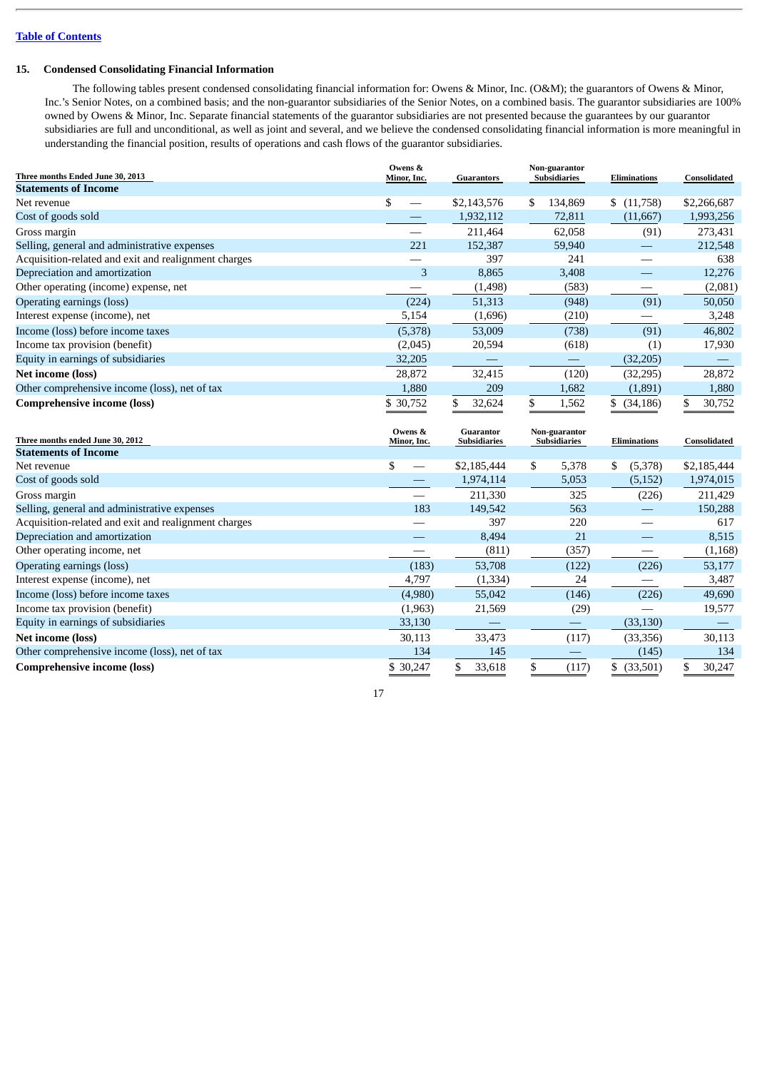[Table of Contents]

## 15. Condensed Consolidating Financial Information

The following tables present condensed consolidating financial information for: Owens & Minor, Inc. (O&M); the guarantors of Owens & Minor, Inc.'s Senior Notes, on a combined basis; and the non-guarantor subsidiaries of the Senior Notes, on a combined basis. The guarantor subsidiaries are 100% owned by Owens & Minor, Inc. Separate financial statements of the guarantor subsidiaries are not presented because the guarantees by our guarantor subsidiaries are full and unconditional, as well as joint and several, and we believe the condensed consolidating financial information is more meaningful in understanding the financial position, results of operations and cash flows of the guarantor subsidiaries.

| Three months Ended June 30, 2013 | Owens & Minor, Inc. | Guarantors | Non-guarantor Subsidiaries | Eliminations | Consolidated |
|---|---|---|---|---|---|
| **Statements of Income** | | | | | |
| Net revenue | $ — | $2,143,576 | $ 134,869 | $ (11,758) | $2,266,687 |
| Cost of goods sold | — | 1,932,112 | 72,811 | (11,667) | 1,993,256 |
| Gross margin | — | 211,464 | 62,058 | (91) | 273,431 |
| Selling, general and administrative expenses | 221 | 152,387 | 59,940 | — | 212,548 |
| Acquisition-related and exit and realignment charges | — | 397 | 241 | — | 638 |
| Depreciation and amortization | 3 | 8,865 | 3,408 | — | 12,276 |
| Other operating (income) expense, net | — | (1,498) | (583) | — | (2,081) |
| Operating earnings (loss) | (224) | 51,313 | (948) | (91) | 50,050 |
| Interest expense (income), net | 5,154 | (1,696) | (210) | — | 3,248 |
| Income (loss) before income taxes | (5,378) | 53,009 | (738) | (91) | 46,802 |
| Income tax provision (benefit) | (2,045) | 20,594 | (618) | (1) | 17,930 |
| Equity in earnings of subsidiaries | 32,205 | — | — | (32,205) | — |
| **Net income (loss)** | 28,872 | 32,415 | (120) | (32,295) | 28,872 |
| Other comprehensive income (loss), net of tax | 1,880 | 209 | 1,682 | (1,891) | 1,880 |
| **Comprehensive income (loss)** | $ 30,752 | $ 32,624 | $ 1,562 | $ (34,186) | $ 30,752 |

| Three months ended June 30, 2012 | Owens & Minor, Inc. | Guarantor Subsidiaries | Non-guarantor Subsidiaries | Eliminations | Consolidated |
|---|---|---|---|---|---|
| **Statements of Income** | | | | | |
| Net revenue | $ — | $2,185,444 | $ 5,378 | $ (5,378) | $2,185,444 |
| Cost of goods sold | — | 1,974,114 | 5,053 | (5,152) | 1,974,015 |
| Gross margin | — | 211,330 | 325 | (226) | 211,429 |
| Selling, general and administrative expenses | 183 | 149,542 | 563 | — | 150,288 |
| Acquisition-related and exit and realignment charges | — | 397 | 220 | — | 617 |
| Depreciation and amortization | — | 8,494 | 21 | — | 8,515 |
| Other operating income, net | — | (811) | (357) | — | (1,168) |
| Operating earnings (loss) | (183) | 53,708 | (122) | (226) | 53,177 |
| Interest expense (income), net | 4,797 | (1,334) | 24 | — | 3,487 |
| Income (loss) before income taxes | (4,980) | 55,042 | (146) | (226) | 49,690 |
| Income tax provision (benefit) | (1,963) | 21,569 | (29) | — | 19,577 |
| Equity in earnings of subsidiaries | 33,130 | — | — | (33,130) | — |
| **Net income (loss)** | 30,113 | 33,473 | (117) | (33,356) | 30,113 |
| Other comprehensive income (loss), net of tax | 134 | 145 | — | (145) | 134 |
| **Comprehensive income (loss)** | $ 30,247 | $ 33,618 | $ (117) | $ (33,501) | $ 30,247 |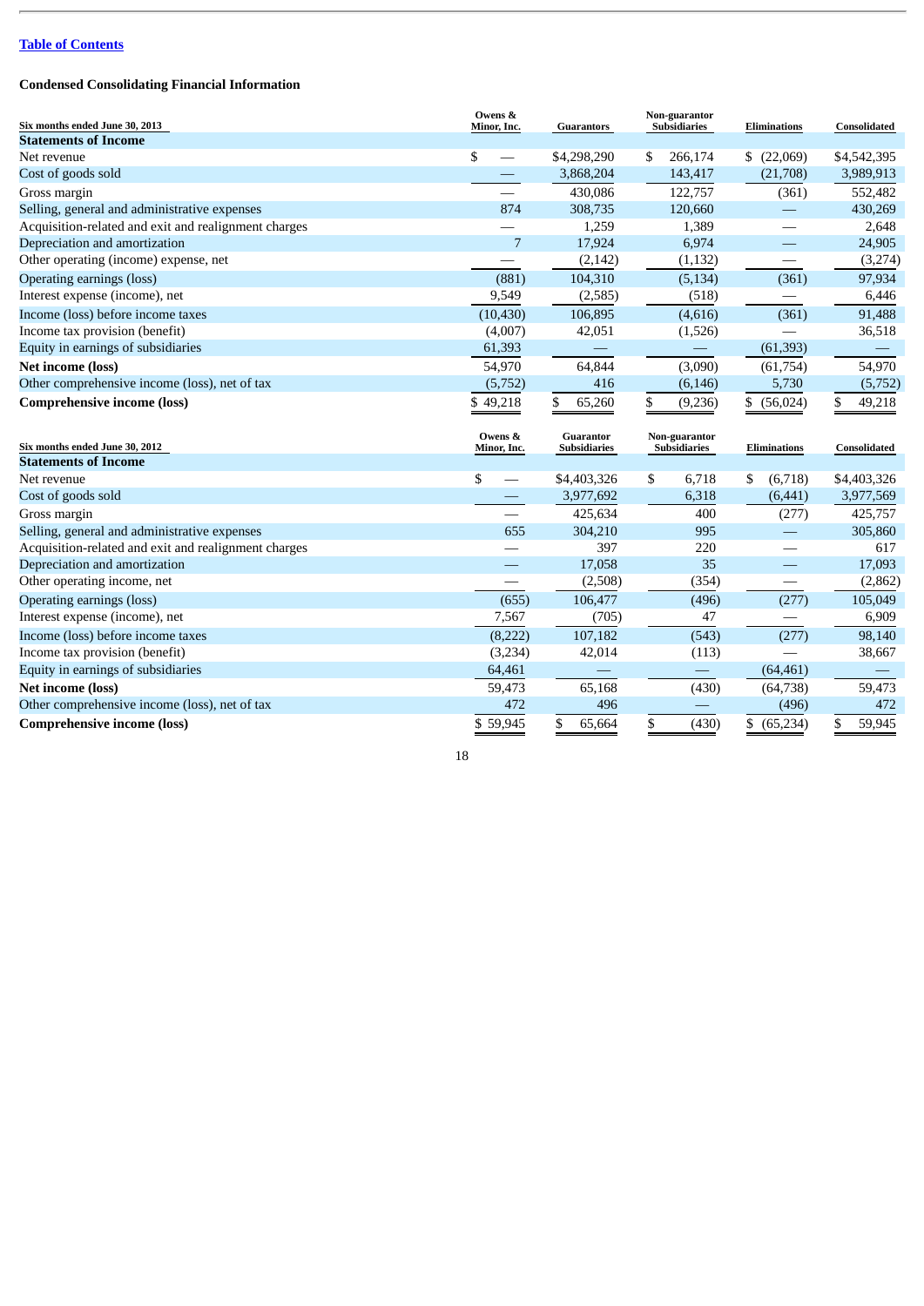[Table of Contents](#)

**Condensed Consolidating Financial Information**

| Six months ended June 30, 2013 | Owens & Minor, Inc. | Guarantors | Non-guarantor Subsidiaries | Eliminations | Consolidated |
|---|---|---|---|---|---|
| **Statements of Income** | | | | | |
| Net revenue | $ — | $4,298,290 | $ 266,174 | $ (22,069) | $4,542,395 |
| Cost of goods sold | — | 3,868,204 | 143,417 | (21,708) | 3,989,913 |
| Gross margin | — | 430,086 | 122,757 | (361) | 552,482 |
| Selling, general and administrative expenses | 874 | 308,735 | 120,660 | — | 430,269 |
| Acquisition-related and exit and realignment charges | — | 1,259 | 1,389 | — | 2,648 |
| Depreciation and amortization | 7 | 17,924 | 6,974 | — | 24,905 |
| Other operating (income) expense, net | — | (2,142) | (1,132) | — | (3,274) |
| Operating earnings (loss) | (881) | 104,310 | (5,134) | (361) | 97,934 |
| Interest expense (income), net | 9,549 | (2,585) | (518) | — | 6,446 |
| Income (loss) before income taxes | (10,430) | 106,895 | (4,616) | (361) | 91,488 |
| Income tax provision (benefit) | (4,007) | 42,051 | (1,526) | — | 36,518 |
| Equity in earnings of subsidiaries | 61,393 | — | — | (61,393) | — |
| **Net income (loss)** | 54,970 | 64,844 | (3,090) | (61,754) | 54,970 |
| Other comprehensive income (loss), net of tax | (5,752) | 416 | (6,146) | 5,730 | (5,752) |
| **Comprehensive income (loss)** | $ 49,218 | $ 65,260 | $ (9,236) | $ (56,024) | $ 49,218 |

| Six months ended June 30, 2012 | Owens & Minor, Inc. | Guarantor Subsidiaries | Non-guarantor Subsidiaries | Eliminations | Consolidated |
|---|---|---|---|---|---|
| **Statements of Income** | | | | | |
| Net revenue | $ — | $4,403,326 | $ 6,718 | $ (6,718) | $4,403,326 |
| Cost of goods sold | — | 3,977,692 | 6,318 | (6,441) | 3,977,569 |
| Gross margin | — | 425,634 | 400 | (277) | 425,757 |
| Selling, general and administrative expenses | 655 | 304,210 | 995 | — | 305,860 |
| Acquisition-related and exit and realignment charges | — | 397 | 220 | — | 617 |
| Depreciation and amortization | — | 17,058 | 35 | — | 17,093 |
| Other operating income, net | — | (2,508) | (354) | — | (2,862) |
| Operating earnings (loss) | (655) | 106,477 | (496) | (277) | 105,049 |
| Interest expense (income), net | 7,567 | (705) | 47 | — | 6,909 |
| Income (loss) before income taxes | (8,222) | 107,182 | (543) | (277) | 98,140 |
| Income tax provision (benefit) | (3,234) | 42,014 | (113) | — | 38,667 |
| Equity in earnings of subsidiaries | 64,461 | — | — | (64,461) | — |
| **Net income (loss)** | 59,473 | 65,168 | (430) | (64,738) | 59,473 |
| Other comprehensive income (loss), net of tax | 472 | 496 | — | (496) | 472 |
| **Comprehensive income (loss)** | $ 59,945 | $ 65,664 | $ (430) | $ (65,234) | $ 59,945 |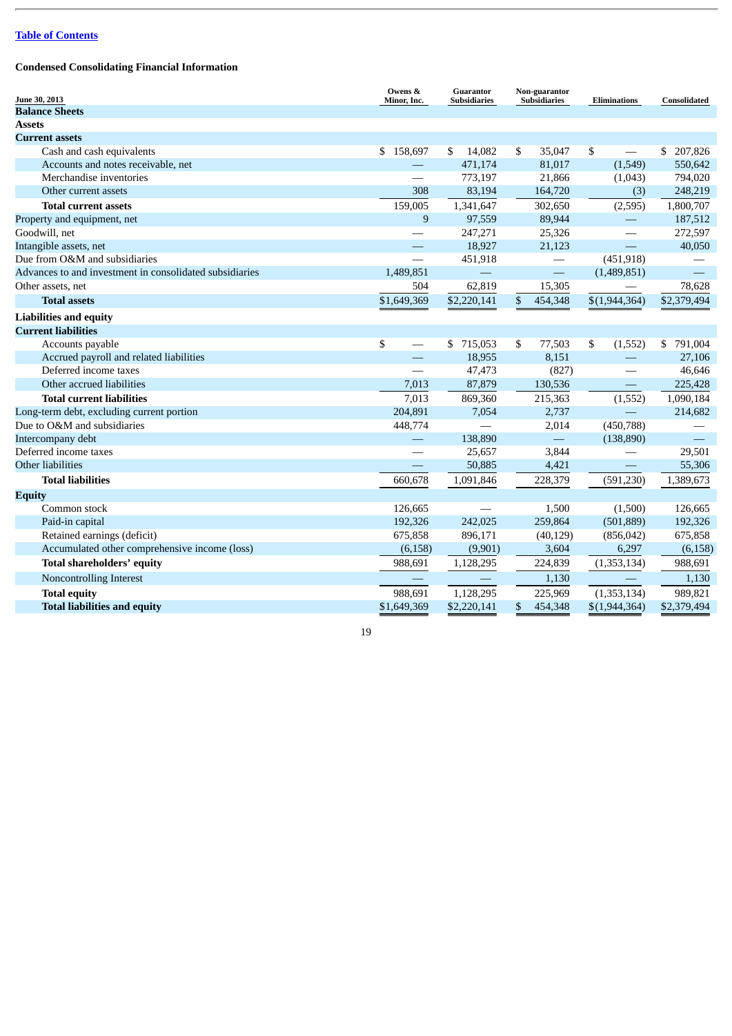[Table of Contents]

**Condensed Consolidating Financial Information**

| June 30, 2013 | Owens & Minor, Inc. | Guarantor Subsidiaries | Non-guarantor Subsidiaries | Eliminations | Consolidated |
|---|---|---|---|---|---|
| **Balance Sheets** | | | | | |
| **Assets** | | | | | |
| **Current assets** | | | | | |
| Cash and cash equivalents | $ 158,697 | $ 14,082 | $ 35,047 | $ — | $ 207,826 |
| Accounts and notes receivable, net | — | 471,174 | 81,017 | (1,549) | 550,642 |
| Merchandise inventories | — | 773,197 | 21,866 | (1,043) | 794,020 |
| Other current assets | 308 | 83,194 | 164,720 | (3) | 248,219 |
| **Total current assets** | 159,005 | 1,341,647 | 302,650 | (2,595) | 1,800,707 |
| Property and equipment, net | 9 | 97,559 | 89,944 | — | 187,512 |
| Goodwill, net | — | 247,271 | 25,326 | — | 272,597 |
| Intangible assets, net | — | 18,927 | 21,123 | — | 40,050 |
| Due from O&M and subsidiaries | — | 451,918 | — | (451,918) | — |
| Advances to and investment in consolidated subsidiaries | 1,489,851 | — | — | (1,489,851) | — |
| Other assets, net | 504 | 62,819 | 15,305 | — | 78,628 |
| **Total assets** | $1,649,369 | $2,220,141 | $ 454,348 | $(1,944,364) | $2,379,494 |
| **Liabilities and equity** | | | | | |
| **Current liabilities** | | | | | |
| Accounts payable | $ — | $ 715,053 | $ 77,503 | $ (1,552) | $ 791,004 |
| Accrued payroll and related liabilities | — | 18,955 | 8,151 | — | 27,106 |
| Deferred income taxes | — | 47,473 | (827) | — | 46,646 |
| Other accrued liabilities | 7,013 | 87,879 | 130,536 | — | 225,428 |
| **Total current liabilities** | 7,013 | 869,360 | 215,363 | (1,552) | 1,090,184 |
| Long-term debt, excluding current portion | 204,891 | 7,054 | 2,737 | — | 214,682 |
| Due to O&M and subsidiaries | 448,774 | — | 2,014 | (450,788) | — |
| Intercompany debt | — | 138,890 | — | (138,890) | — |
| Deferred income taxes | — | 25,657 | 3,844 | — | 29,501 |
| Other liabilities | — | 50,885 | 4,421 | — | 55,306 |
| **Total liabilities** | 660,678 | 1,091,846 | 228,379 | (591,230) | 1,389,673 |
| **Equity** | | | | | |
| Common stock | 126,665 | — | 1,500 | (1,500) | 126,665 |
| Paid-in capital | 192,326 | 242,025 | 259,864 | (501,889) | 192,326 |
| Retained earnings (deficit) | 675,858 | 896,171 | (40,129) | (856,042) | 675,858 |
| Accumulated other comprehensive income (loss) | (6,158) | (9,901) | 3,604 | 6,297 | (6,158) |
| **Total shareholders' equity** | 988,691 | 1,128,295 | 224,839 | (1,353,134) | 988,691 |
| Noncontrolling Interest | — | — | 1,130 | — | 1,130 |
| **Total equity** | 988,691 | 1,128,295 | 225,969 | (1,353,134) | 989,821 |
| **Total liabilities and equity** | $1,649,369 | $2,220,141 | $ 454,348 | $(1,944,364) | $2,379,494 |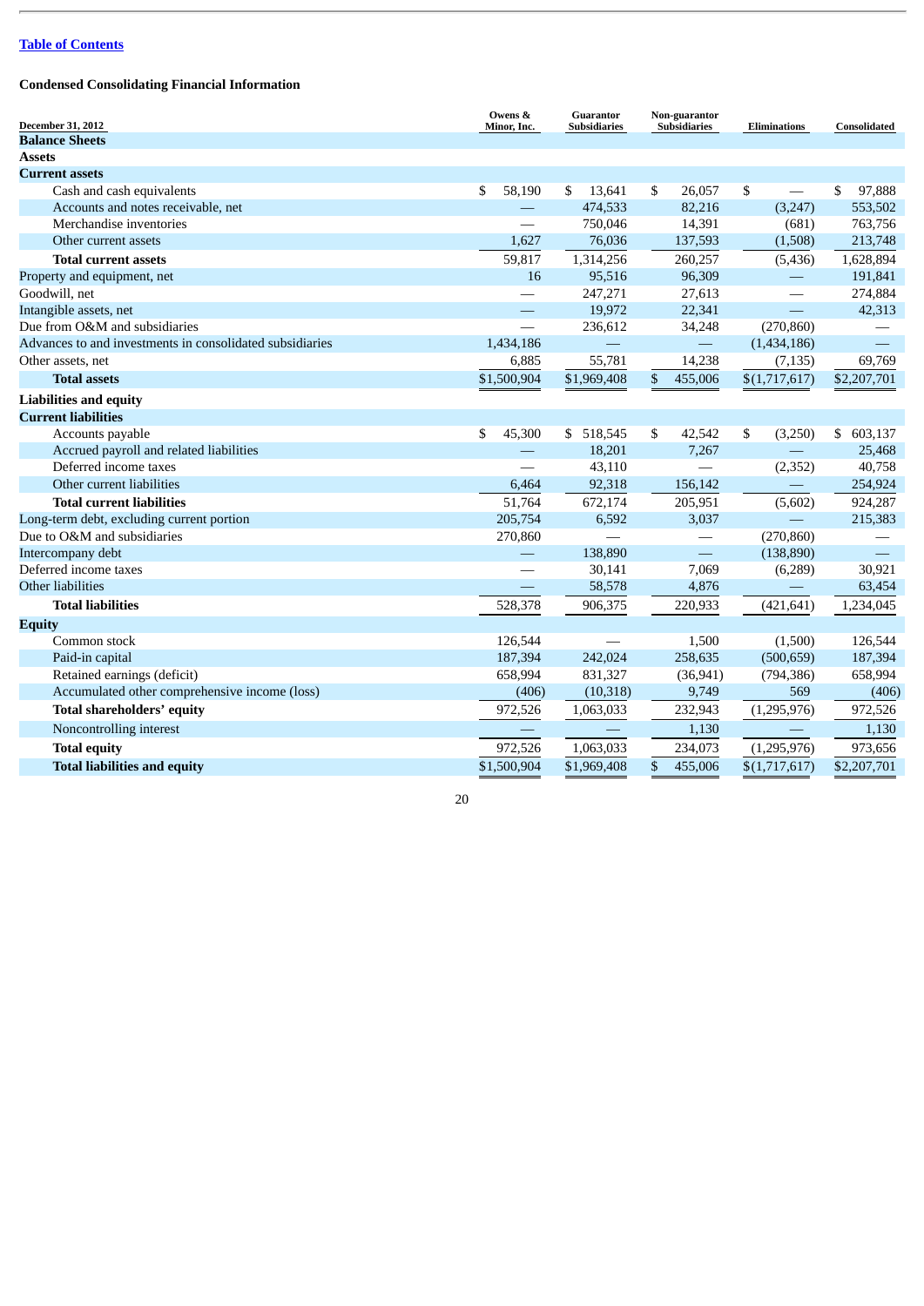[Table of Contents](#)

**Condensed Consolidating Financial Information**

| December 31, 2012 | Owens & Minor, Inc. | Guarantor Subsidiaries | Non-guarantor Subsidiaries | Eliminations | Consolidated |
|---|---|---|---|---|---|
| **Balance Sheets** | | | | | |
| **Assets** | | | | | |
| **Current assets** | | | | | |
| Cash and cash equivalents | $ 58,190 | $ 13,641 | $ 26,057 | $ — | $ 97,888 |
| Accounts and notes receivable, net | — | 474,533 | 82,216 | (3,247) | 553,502 |
| Merchandise inventories | — | 750,046 | 14,391 | (681) | 763,756 |
| Other current assets | 1,627 | 76,036 | 137,593 | (1,508) | 213,748 |
| **Total current assets** | 59,817 | 1,314,256 | 260,257 | (5,436) | 1,628,894 |
| Property and equipment, net | 16 | 95,516 | 96,309 | — | 191,841 |
| Goodwill, net | — | 247,271 | 27,613 | — | 274,884 |
| Intangible assets, net | — | 19,972 | 22,341 | — | 42,313 |
| Due from O&M and subsidiaries | — | 236,612 | 34,248 | (270,860) | — |
| Advances to and investments in consolidated subsidiaries | 1,434,186 | — | — | (1,434,186) | — |
| Other assets, net | 6,885 | 55,781 | 14,238 | (7,135) | 69,769 |
| **Total assets** | $1,500,904 | $1,969,408 | $ 455,006 | $(1,717,617) | $2,207,701 |
| **Liabilities and equity** | | | | | |
| **Current liabilities** | | | | | |
| Accounts payable | $ 45,300 | $ 518,545 | $ 42,542 | $ (3,250) | $ 603,137 |
| Accrued payroll and related liabilities | — | 18,201 | 7,267 | — | 25,468 |
| Deferred income taxes | — | 43,110 | — | (2,352) | 40,758 |
| Other current liabilities | 6,464 | 92,318 | 156,142 | — | 254,924 |
| **Total current liabilities** | 51,764 | 672,174 | 205,951 | (5,602) | 924,287 |
| Long-term debt, excluding current portion | 205,754 | 6,592 | 3,037 | — | 215,383 |
| Due to O&M and subsidiaries | 270,860 | — | — | (270,860) | — |
| Intercompany debt | — | 138,890 | — | (138,890) | — |
| Deferred income taxes | — | 30,141 | 7,069 | (6,289) | 30,921 |
| Other liabilities | — | 58,578 | 4,876 | — | 63,454 |
| **Total liabilities** | 528,378 | 906,375 | 220,933 | (421,641) | 1,234,045 |
| **Equity** | | | | | |
| Common stock | 126,544 | — | 1,500 | (1,500) | 126,544 |
| Paid-in capital | 187,394 | 242,024 | 258,635 | (500,659) | 187,394 |
| Retained earnings (deficit) | 658,994 | 831,327 | (36,941) | (794,386) | 658,994 |
| Accumulated other comprehensive income (loss) | (406) | (10,318) | 9,749 | 569 | (406) |
| **Total shareholders' equity** | 972,526 | 1,063,033 | 232,943 | (1,295,976) | 972,526 |
| Noncontrolling interest | — | — | 1,130 | — | 1,130 |
| **Total equity** | 972,526 | 1,063,033 | 234,073 | (1,295,976) | 973,656 |
| **Total liabilities and equity** | $1,500,904 | $1,969,408 | $ 455,006 | $(1,717,617) | $2,207,701 |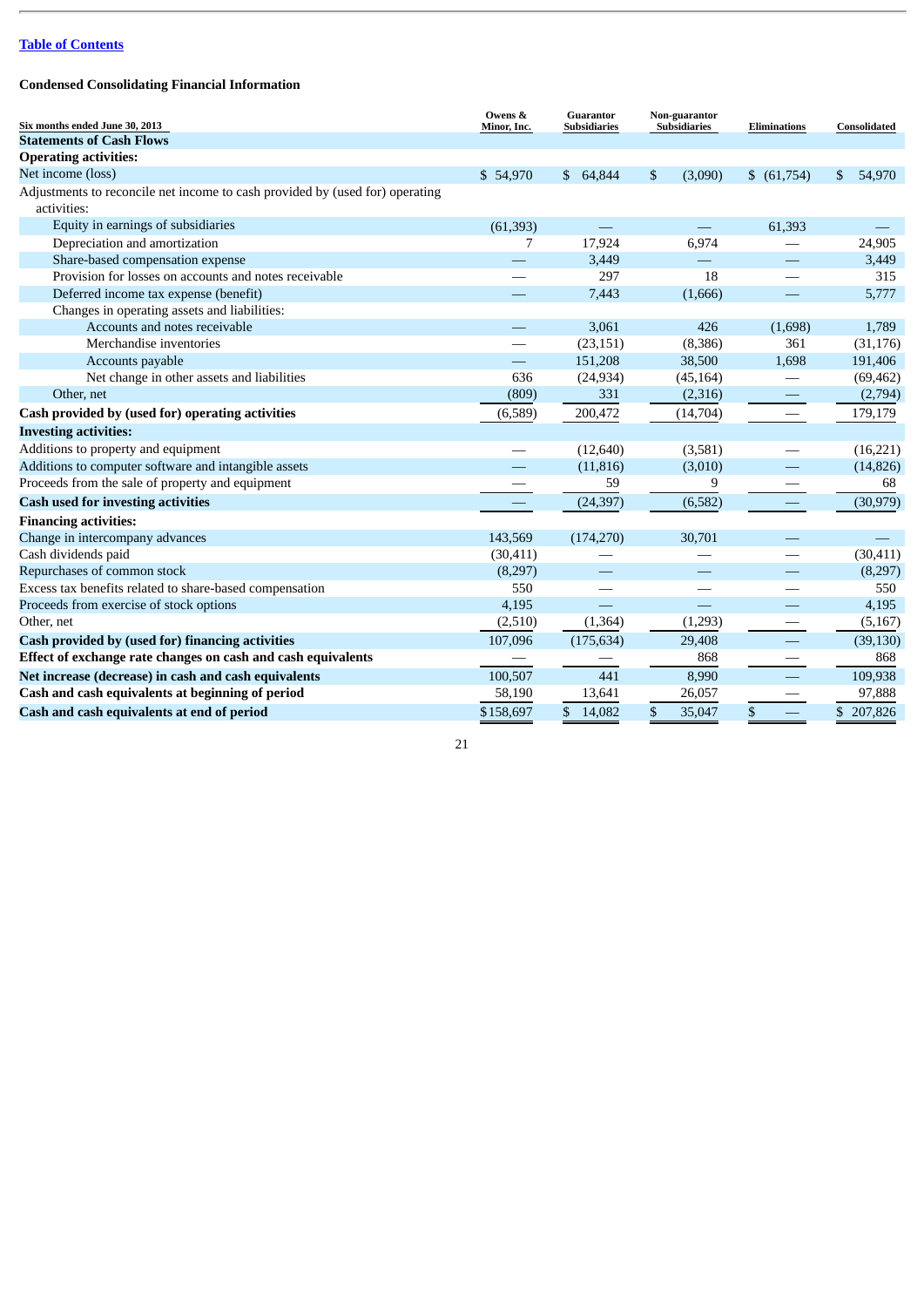[Table of Contents]

**Condensed Consolidating Financial Information**

| Six months ended June 30, 2013 | Owens & Minor, Inc. | Guarantor Subsidiaries | Non-guarantor Subsidiaries | Eliminations | Consolidated |
|---|---|---|---|---|---|
| **Statements of Cash Flows** | | | | | |
| **Operating activities:** | | | | | |
| Net income (loss) | $ 54,970 | $ 64,844 | $ (3,090) | $ (61,754) | $ 54,970 |
| Adjustments to reconcile net income to cash provided by (used for) operating activities: | | | | | |
| Equity in earnings of subsidiaries | (61,393) | — | — | 61,393 | — |
| Depreciation and amortization | 7 | 17,924 | 6,974 | — | 24,905 |
| Share-based compensation expense | — | 3,449 | — | — | 3,449 |
| Provision for losses on accounts and notes receivable | — | 297 | 18 | — | 315 |
| Deferred income tax expense (benefit) | — | 7,443 | (1,666) | — | 5,777 |
| Changes in operating assets and liabilities: | | | | | |
| Accounts and notes receivable | — | 3,061 | 426 | (1,698) | 1,789 |
| Merchandise inventories | — | (23,151) | (8,386) | 361 | (31,176) |
| Accounts payable | — | 151,208 | 38,500 | 1,698 | 191,406 |
| Net change in other assets and liabilities | 636 | (24,934) | (45,164) | — | (69,462) |
| Other, net | (809) | 331 | (2,316) | — | (2,794) |
| **Cash provided by (used for) operating activities** | (6,589) | 200,472 | (14,704) | — | 179,179 |
| **Investing activities:** | | | | | |
| Additions to property and equipment | — | (12,640) | (3,581) | — | (16,221) |
| Additions to computer software and intangible assets | — | (11,816) | (3,010) | — | (14,826) |
| Proceeds from the sale of property and equipment | — | 59 | 9 | — | 68 |
| **Cash used for investing activities** | — | (24,397) | (6,582) | — | (30,979) |
| **Financing activities:** | | | | | |
| Change in intercompany advances | 143,569 | (174,270) | 30,701 | — | — |
| Cash dividends paid | (30,411) | — | — | — | (30,411) |
| Repurchases of common stock | (8,297) | — | — | — | (8,297) |
| Excess tax benefits related to share-based compensation | 550 | — | — | — | 550 |
| Proceeds from exercise of stock options | 4,195 | — | — | — | 4,195 |
| Other, net | (2,510) | (1,364) | (1,293) | — | (5,167) |
| **Cash provided by (used for) financing activities** | 107,096 | (175,634) | 29,408 | — | (39,130) |
| **Effect of exchange rate changes on cash and cash equivalents** | — | — | 868 | — | 868 |
| **Net increase (decrease) in cash and cash equivalents** | 100,507 | 441 | 8,990 | — | 109,938 |
| **Cash and cash equivalents at beginning of period** | 58,190 | 13,641 | 26,057 | — | 97,888 |
| **Cash and cash equivalents at end of period** | $158,697 | $ 14,082 | $ 35,047 | $ — | $ 207,826 |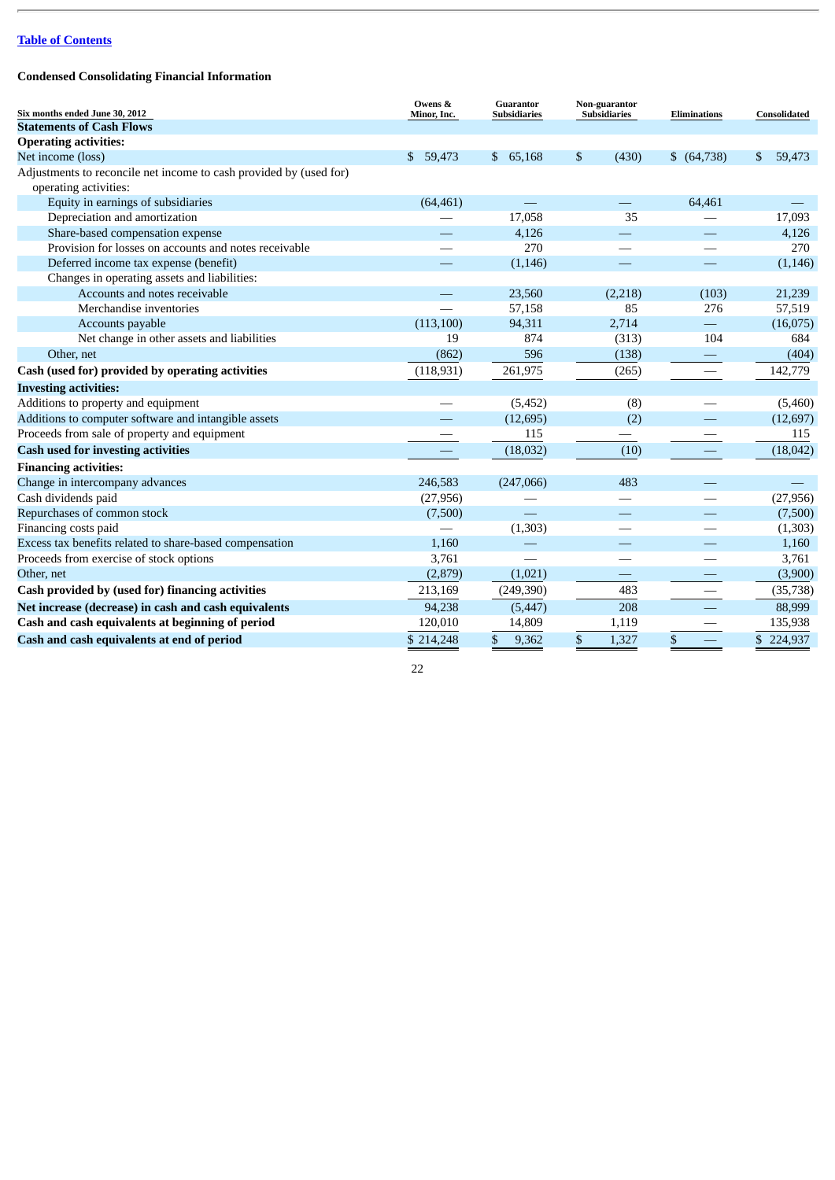[Table of Contents](#)

**Condensed Consolidating Financial Information**

| Six months ended June 30, 2012 | Owens & Minor, Inc. | Guarantor Subsidiaries | Non-guarantor Subsidiaries | Eliminations | Consolidated |
|---|---|---|---|---|---|
| **Statements of Cash Flows** | | | | | |
| **Operating activities:** | | | | | |
| Net income (loss) | $ 59,473 | $ 65,168 | $ (430) | $ (64,738) | $ 59,473 |
| Adjustments to reconcile net income to cash provided by (used for) operating activities: | | | | | |
| Equity in earnings of subsidiaries | (64,461) | — | — | 64,461 | — |
| Depreciation and amortization | — | 17,058 | 35 | — | 17,093 |
| Share-based compensation expense | — | 4,126 | — | — | 4,126 |
| Provision for losses on accounts and notes receivable | — | 270 | — | — | 270 |
| Deferred income tax expense (benefit) | — | (1,146) | — | — | (1,146) |
| Changes in operating assets and liabilities: | | | | | |
| Accounts and notes receivable | — | 23,560 | (2,218) | (103) | 21,239 |
| Merchandise inventories | — | 57,158 | 85 | 276 | 57,519 |
| Accounts payable | (113,100) | 94,311 | 2,714 | — | (16,075) |
| Net change in other assets and liabilities | 19 | 874 | (313) | 104 | 684 |
| Other, net | (862) | 596 | (138) | — | (404) |
| **Cash (used for) provided by operating activities** | (118,931) | 261,975 | (265) | — | 142,779 |
| **Investing activities:** | | | | | |
| Additions to property and equipment | — | (5,452) | (8) | — | (5,460) |
| Additions to computer software and intangible assets | — | (12,695) | (2) | — | (12,697) |
| Proceeds from sale of property and equipment | — | 115 | — | — | 115 |
| **Cash used for investing activities** | — | (18,032) | (10) | — | (18,042) |
| **Financing activities:** | | | | | |
| Change in intercompany advances | 246,583 | (247,066) | 483 | — | — |
| Cash dividends paid | (27,956) | — | — | — | (27,956) |
| Repurchases of common stock | (7,500) | — | — | — | (7,500) |
| Financing costs paid | — | (1,303) | — | — | (1,303) |
| Excess tax benefits related to share-based compensation | 1,160 | — | — | — | 1,160 |
| Proceeds from exercise of stock options | 3,761 | — | — | — | 3,761 |
| Other, net | (2,879) | (1,021) | — | — | (3,900) |
| **Cash provided by (used for) financing activities** | 213,169 | (249,390) | 483 | — | (35,738) |
| **Net increase (decrease) in cash and cash equivalents** | 94,238 | (5,447) | 208 | — | 88,999 |
| **Cash and cash equivalents at beginning of period** | 120,010 | 14,809 | 1,119 | — | 135,938 |
| **Cash and cash equivalents at end of period** | $ 214,248 | $ 9,362 | $ 1,327 | $ — | $ 224,937 |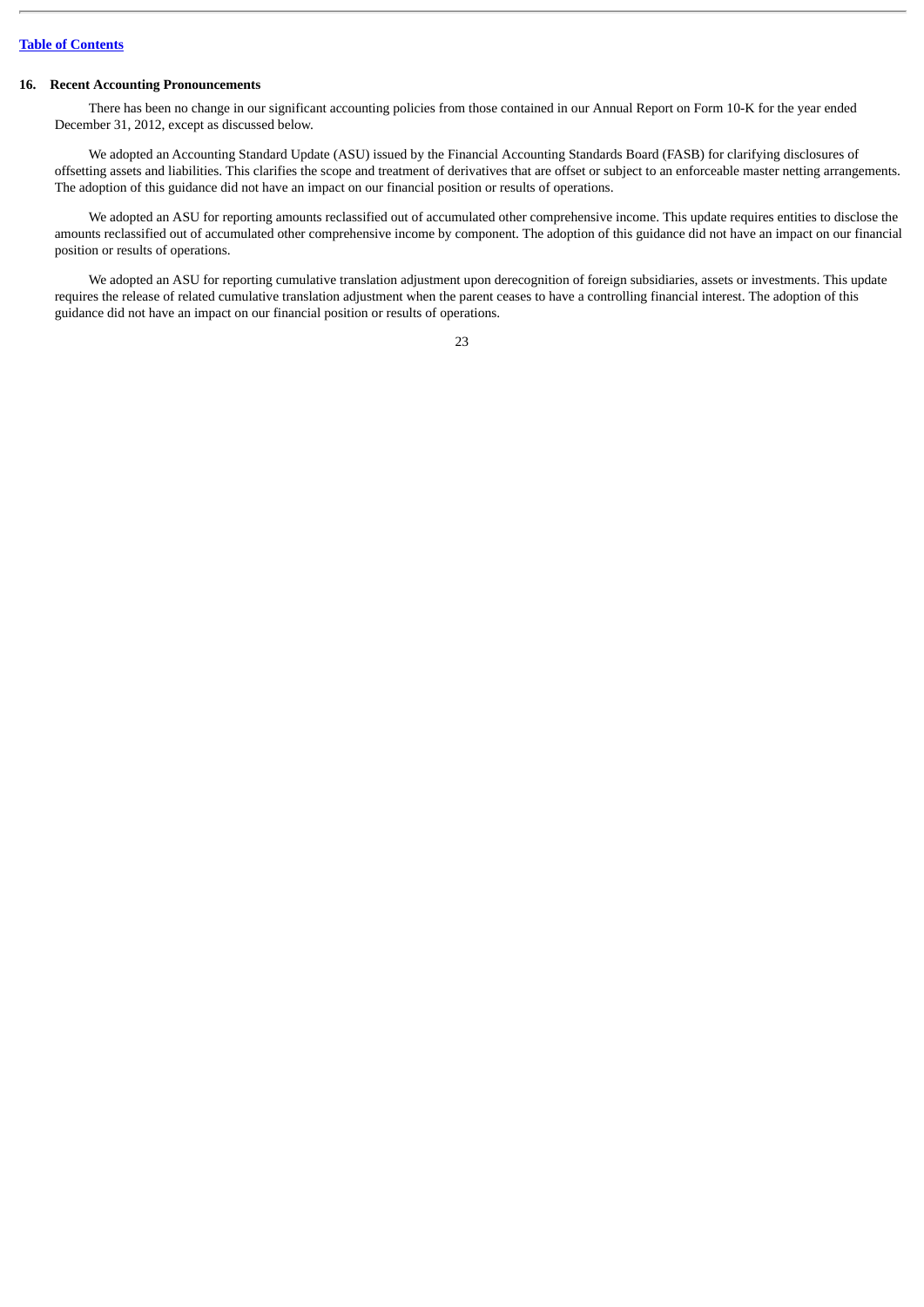[Table of Contents](#)

## 16. Recent Accounting Pronouncements

There has been no change in our significant accounting policies from those contained in our Annual Report on Form 10-K for the year ended December 31, 2012, except as discussed below.

We adopted an Accounting Standard Update (ASU) issued by the Financial Accounting Standards Board (FASB) for clarifying disclosures of offsetting assets and liabilities. This clarifies the scope and treatment of derivatives that are offset or subject to an enforceable master netting arrangements. The adoption of this guidance did not have an impact on our financial position or results of operations.

We adopted an ASU for reporting amounts reclassified out of accumulated other comprehensive income. This update requires entities to disclose the amounts reclassified out of accumulated other comprehensive income by component. The adoption of this guidance did not have an impact on our financial position or results of operations.

We adopted an ASU for reporting cumulative translation adjustment upon derecognition of foreign subsidiaries, assets or investments. This update requires the release of related cumulative translation adjustment when the parent ceases to have a controlling financial interest. The adoption of this guidance did not have an impact on our financial position or results of operations.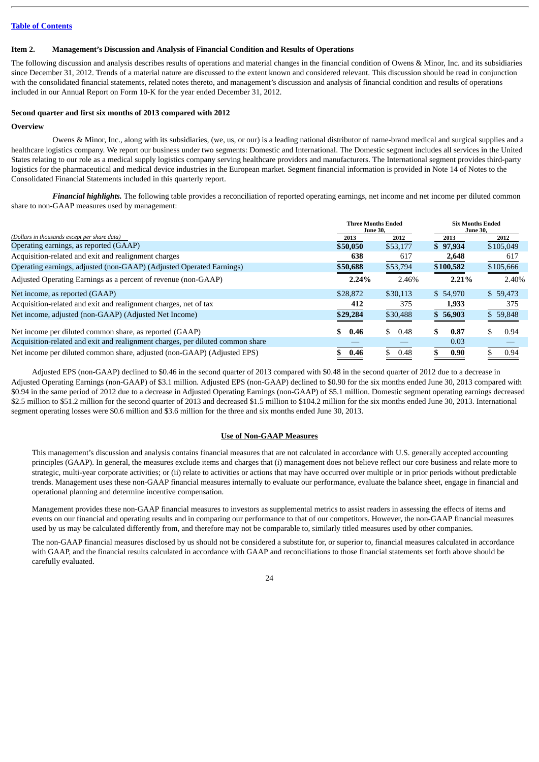[Table of Contents]

## Item 2. Management's Discussion and Analysis of Financial Condition and Results of Operations

The following discussion and analysis describes results of operations and material changes in the financial condition of Owens & Minor, Inc. and its subsidiaries since December 31, 2012. Trends of a material nature are discussed to the extent known and considered relevant. This discussion should be read in conjunction with the consolidated financial statements, related notes thereto, and management's discussion and analysis of financial condition and results of operations included in our Annual Report on Form 10-K for the year ended December 31, 2012.

### Second quarter and first six months of 2013 compared with 2012

#### Overview

Owens & Minor, Inc., along with its subsidiaries, (we, us, or our) is a leading national distributor of name-brand medical and surgical supplies and a healthcare logistics company. We report our business under two segments: Domestic and International. The Domestic segment includes all services in the United States relating to our role as a medical supply logistics company serving healthcare providers and manufacturers. The International segment provides third-party logistics for the pharmaceutical and medical device industries in the European market. Segment financial information is provided in Note 14 of Notes to the Consolidated Financial Statements included in this quarterly report.

***Financial highlights.*** The following table provides a reconciliation of reported operating earnings, net income and net income per diluted common share to non-GAAP measures used by management:

| *(Dollars in thousands except per share data)* | Three Months Ended June 30, 2013 | Three Months Ended June 30, 2012 | Six Months Ended June 30, 2013 | Six Months Ended June 30, 2012 |
|---|---|---|---|---|
| Operating earnings, as reported (GAAP) | **$50,050** | $53,177 | **$ 97,934** | $105,049 |
| Acquisition-related and exit and realignment charges | **638** | 617 | **2,648** | 617 |
| Operating earnings, adjusted (non-GAAP) (Adjusted Operated Earnings) | **$50,688** | $53,794 | **$100,582** | $105,666 |
| Adjusted Operating Earnings as a percent of revenue (non-GAAP) | **2.24%** | 2.46% | **2.21%** | 2.40% |
| Net income, as reported (GAAP) | $28,872 | $30,113 | $ 54,970 | $ 59,473 |
| Acquisition-related and exit and realignment charges, net of tax | **412** | 375 | **1,933** | 375 |
| Net income, adjusted (non-GAAP) (Adjusted Net Income) | **$29,284** | $30,488 | **$ 56,903** | $ 59,848 |
| Net income per diluted common share, as reported (GAAP) | **$ 0.46** | $ 0.48 | **$ 0.87** | $ 0.94 |
| Acquisition-related and exit and realignment charges, per diluted common share | — | — | 0.03 | — |
| Net income per diluted common share, adjusted (non-GAAP) (Adjusted EPS) | **$ 0.46** | $ 0.48 | **$ 0.90** | $ 0.94 |

Adjusted EPS (non-GAAP) declined to $0.46 in the second quarter of 2013 compared with $0.48 in the second quarter of 2012 due to a decrease in Adjusted Operating Earnings (non-GAAP) of $3.1 million. Adjusted EPS (non-GAAP) declined to $0.90 for the six months ended June 30, 2013 compared with $0.94 in the same period of 2012 due to a decrease in Adjusted Operating Earnings (non-GAAP) of $5.1 million. Domestic segment operating earnings decreased $2.5 million to $51.2 million for the second quarter of 2013 and decreased $1.5 million to $104.2 million for the six months ended June 30, 2013. International segment operating losses were $0.6 million and $3.6 million for the three and six months ended June 30, 2013.

#### Use of Non-GAAP Measures

This management's discussion and analysis contains financial measures that are not calculated in accordance with U.S. generally accepted accounting principles (GAAP). In general, the measures exclude items and charges that (i) management does not believe reflect our core business and relate more to strategic, multi-year corporate activities; or (ii) relate to activities or actions that may have occurred over multiple or in prior periods without predictable trends. Management uses these non-GAAP financial measures internally to evaluate our performance, evaluate the balance sheet, engage in financial and operational planning and determine incentive compensation.

Management provides these non-GAAP financial measures to investors as supplemental metrics to assist readers in assessing the effects of items and events on our financial and operating results and in comparing our performance to that of our competitors. However, the non-GAAP financial measures used by us may be calculated differently from, and therefore may not be comparable to, similarly titled measures used by other companies.

The non-GAAP financial measures disclosed by us should not be considered a substitute for, or superior to, financial measures calculated in accordance with GAAP, and the financial results calculated in accordance with GAAP and reconciliations to those financial statements set forth above should be carefully evaluated.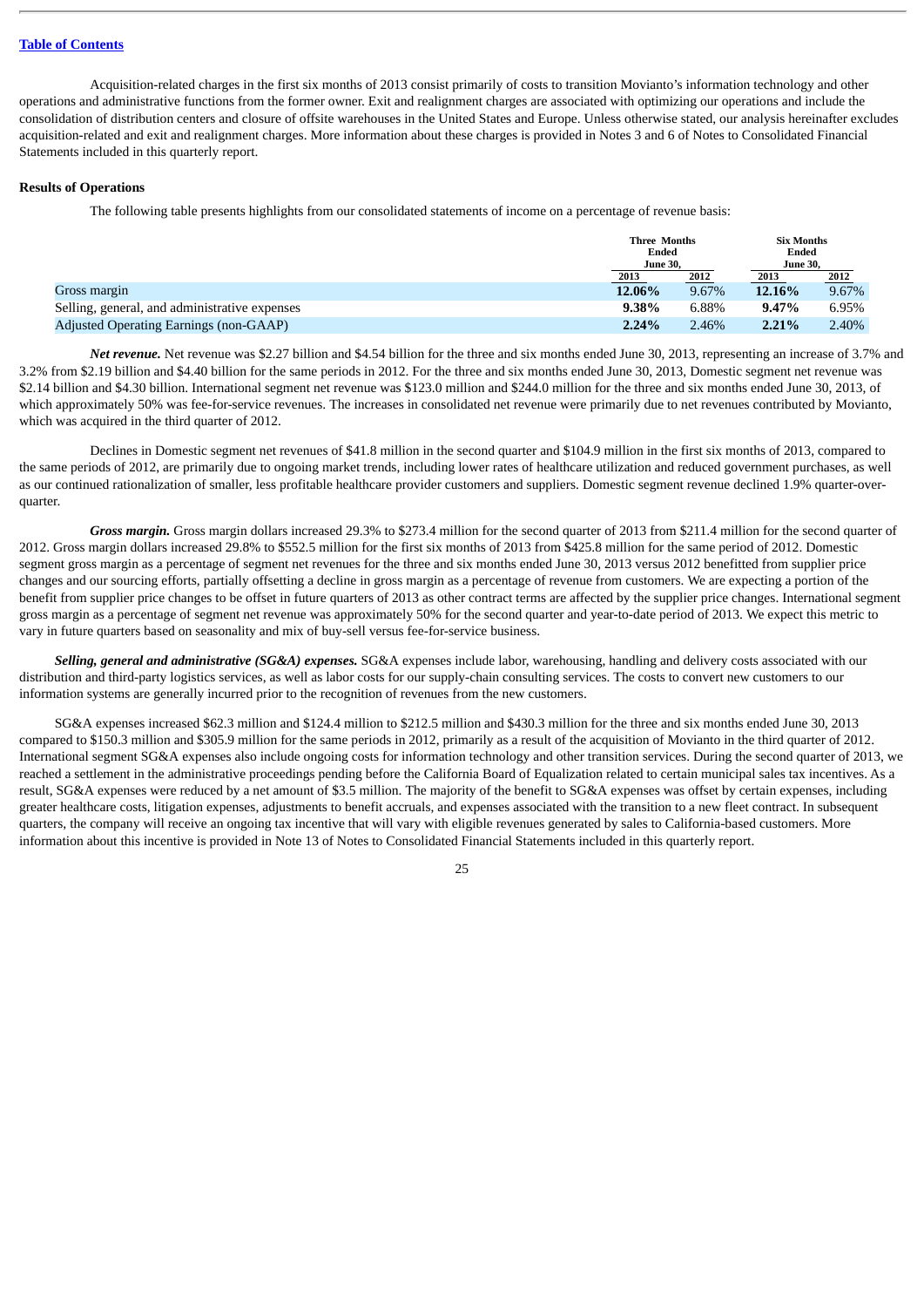[Table of Contents](#)

Acquisition-related charges in the first six months of 2013 consist primarily of costs to transition Movianto's information technology and other operations and administrative functions from the former owner. Exit and realignment charges are associated with optimizing our operations and include the consolidation of distribution centers and closure of offsite warehouses in the United States and Europe. Unless otherwise stated, our analysis hereinafter excludes acquisition-related and exit and realignment charges. More information about these charges is provided in Notes 3 and 6 of Notes to Consolidated Financial Statements included in this quarterly report.

**Results of Operations**

The following table presents highlights from our consolidated statements of income on a percentage of revenue basis:

| | Three Months Ended June 30, | | Six Months Ended June 30, | |
|---|---|---|---|---|
| | 2013 | 2012 | 2013 | 2012 |
| Gross margin | **12.06%** | 9.67% | **12.16%** | 9.67% |
| Selling, general, and administrative expenses | **9.38%** | 6.88% | **9.47%** | 6.95% |
| Adjusted Operating Earnings (non-GAAP) | **2.24%** | 2.46% | **2.21%** | 2.40% |

***Net revenue.*** Net revenue was $2.27 billion and $4.54 billion for the three and six months ended June 30, 2013, representing an increase of 3.7% and 3.2% from $2.19 billion and $4.40 billion for the same periods in 2012. For the three and six months ended June 30, 2013, Domestic segment net revenue was $2.14 billion and $4.30 billion. International segment net revenue was $123.0 million and $244.0 million for the three and six months ended June 30, 2013, of which approximately 50% was fee-for-service revenues. The increases in consolidated net revenue were primarily due to net revenues contributed by Movianto, which was acquired in the third quarter of 2012.

Declines in Domestic segment net revenues of $41.8 million in the second quarter and $104.9 million in the first six months of 2013, compared to the same periods of 2012, are primarily due to ongoing market trends, including lower rates of healthcare utilization and reduced government purchases, as well as our continued rationalization of smaller, less profitable healthcare provider customers and suppliers. Domestic segment revenue declined 1.9% quarter-over-quarter.

***Gross margin.*** Gross margin dollars increased 29.3% to $273.4 million for the second quarter of 2013 from $211.4 million for the second quarter of 2012. Gross margin dollars increased 29.8% to $552.5 million for the first six months of 2013 from $425.8 million for the same period of 2012. Domestic segment gross margin as a percentage of segment net revenues for the three and six months ended June 30, 2013 versus 2012 benefitted from supplier price changes and our sourcing efforts, partially offsetting a decline in gross margin as a percentage of revenue from customers. We are expecting a portion of the benefit from supplier price changes to be offset in future quarters of 2013 as other contract terms are affected by the supplier price changes. International segment gross margin as a percentage of segment net revenue was approximately 50% for the second quarter and year-to-date period of 2013. We expect this metric to vary in future quarters based on seasonality and mix of buy-sell versus fee-for-service business.

***Selling, general and administrative (SG&A) expenses.*** SG&A expenses include labor, warehousing, handling and delivery costs associated with our distribution and third-party logistics services, as well as labor costs for our supply-chain consulting services. The costs to convert new customers to our information systems are generally incurred prior to the recognition of revenues from the new customers.

SG&A expenses increased $62.3 million and $124.4 million to $212.5 million and $430.3 million for the three and six months ended June 30, 2013 compared to $150.3 million and $305.9 million for the same periods in 2012, primarily as a result of the acquisition of Movianto in the third quarter of 2012. International segment SG&A expenses also include ongoing costs for information technology and other transition services. During the second quarter of 2013, we reached a settlement in the administrative proceedings pending before the California Board of Equalization related to certain municipal sales tax incentives. As a result, SG&A expenses were reduced by a net amount of $3.5 million. The majority of the benefit to SG&A expenses was offset by certain expenses, including greater healthcare costs, litigation expenses, adjustments to benefit accruals, and expenses associated with the transition to a new fleet contract. In subsequent quarters, the company will receive an ongoing tax incentive that will vary with eligible revenues generated by sales to California-based customers. More information about this incentive is provided in Note 13 of Notes to Consolidated Financial Statements included in this quarterly report.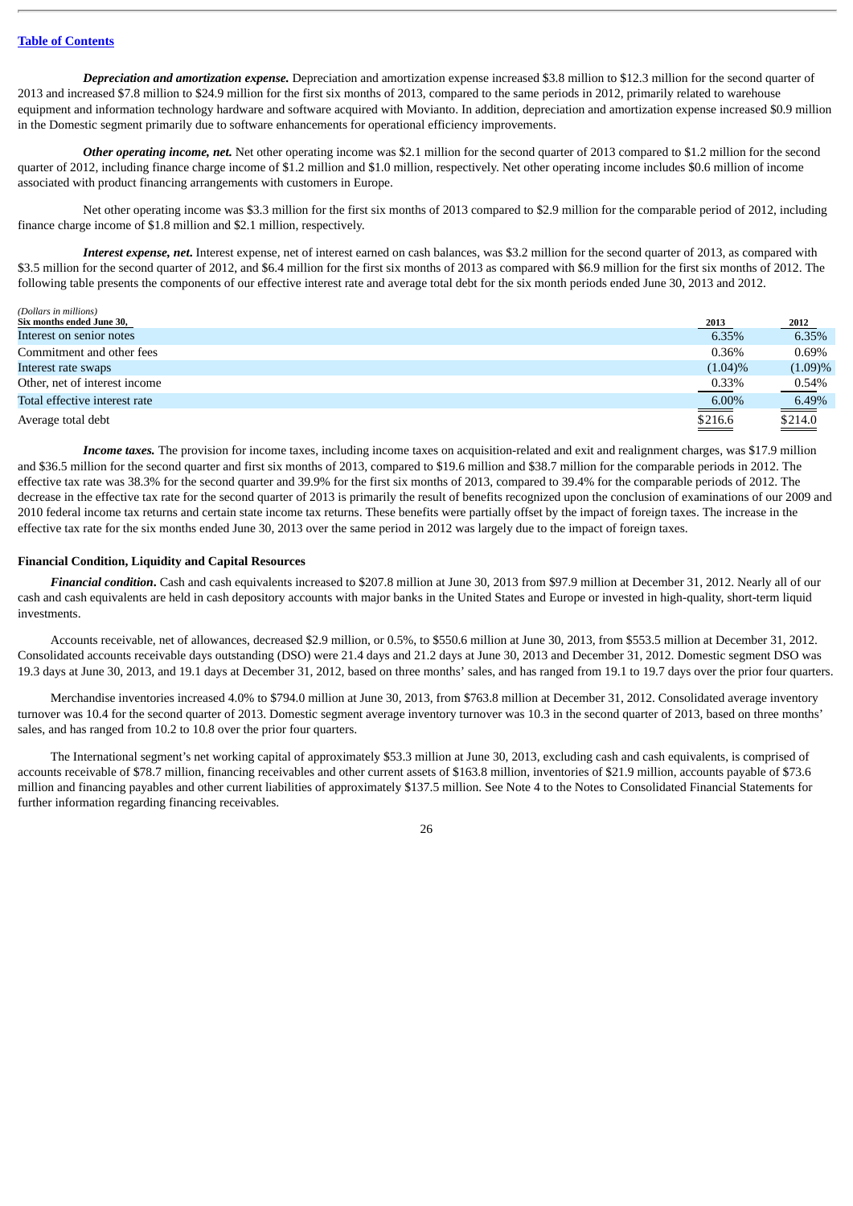*Depreciation and amortization expense.* Depreciation and amortization expense increased $3.8 million to $12.3 million for the second quarter of 2013 and increased $7.8 million to $24.9 million for the first six months of 2013, compared to the same periods in 2012, primarily related to warehouse equipment and information technology hardware and software acquired with Movianto. In addition, depreciation and amortization expense increased $0.9 million in the Domestic segment primarily due to software enhancements for operational efficiency improvements.

*Other operating income, net.* Net other operating income was $2.1 million for the second quarter of 2013 compared to $1.2 million for the second quarter of 2012, including finance charge income of $1.2 million and $1.0 million, respectively. Net other operating income includes $0.6 million of income associated with product financing arrangements with customers in Europe.

Net other operating income was $3.3 million for the first six months of 2013 compared to $2.9 million for the comparable period of 2012, including finance charge income of $1.8 million and $2.1 million, respectively.

*Interest expense, net.* Interest expense, net of interest earned on cash balances, was $3.2 million for the second quarter of 2013, as compared with $3.5 million for the second quarter of 2012, and $6.4 million for the first six months of 2013 as compared with $6.9 million for the first six months of 2012. The following table presents the components of our effective interest rate and average total debt for the six month periods ended June 30, 2013 and 2012.

*(Dollars in millions)*

| Six months ended June 30, | 2013 | 2012 |
|---|---|---|
| Interest on senior notes | 6.35% | 6.35% |
| Commitment and other fees | 0.36% | 0.69% |
| Interest rate swaps | (1.04)% | (1.09)% |
| Other, net of interest income | 0.33% | 0.54% |
| Total effective interest rate | 6.00% | 6.49% |
| Average total debt | $216.6 | $214.0 |

*Income taxes.* The provision for income taxes, including income taxes on acquisition-related and exit and realignment charges, was $17.9 million and $36.5 million for the second quarter and first six months of 2013, compared to $19.6 million and $38.7 million for the comparable periods in 2012. The effective tax rate was 38.3% for the second quarter and 39.9% for the first six months of 2013, compared to 39.4% for the comparable periods of 2012. The decrease in the effective tax rate for the second quarter of 2013 is primarily the result of benefits recognized upon the conclusion of examinations of our 2009 and 2010 federal income tax returns and certain state income tax returns. These benefits were partially offset by the impact of foreign taxes. The increase in the effective tax rate for the six months ended June 30, 2013 over the same period in 2012 was largely due to the impact of foreign taxes.

### Financial Condition, Liquidity and Capital Resources

***Financial condition***. Cash and cash equivalents increased to $207.8 million at June 30, 2013 from $97.9 million at December 31, 2012. Nearly all of our cash and cash equivalents are held in cash depository accounts with major banks in the United States and Europe or invested in high-quality, short-term liquid investments.

Accounts receivable, net of allowances, decreased $2.9 million, or 0.5%, to $550.6 million at June 30, 2013, from $553.5 million at December 31, 2012. Consolidated accounts receivable days sales outstanding (DSO) were 21.4 days and 21.2 days at June 30, 2013 and December 31, 2012. Domestic segment DSO was 19.3 days at June 30, 2013, and 19.1 days at December 31, 2012, based on three months' sales, and has ranged from 19.1 to 19.7 days over the prior four quarters.

Merchandise inventories increased 4.0% to $794.0 million at June 30, 2013, from $763.8 million at December 31, 2012. Consolidated average inventory turnover was 10.4 for the second quarter of 2013. Domestic segment average inventory turnover was 10.3 in the second quarter of 2013, based on three months' sales, and has ranged from 10.2 to 10.8 over the prior four quarters.

The International segment's net working capital of approximately $53.3 million at June 30, 2013, excluding cash and cash equivalents, is comprised of accounts receivable of $78.7 million, financing receivables and other current assets of $163.8 million, inventories of $21.9 million, accounts payable of $73.6 million and financing payables and other current liabilities of approximately $137.5 million. See Note 4 to the Notes to Consolidated Financial Statements for further information regarding financing receivables.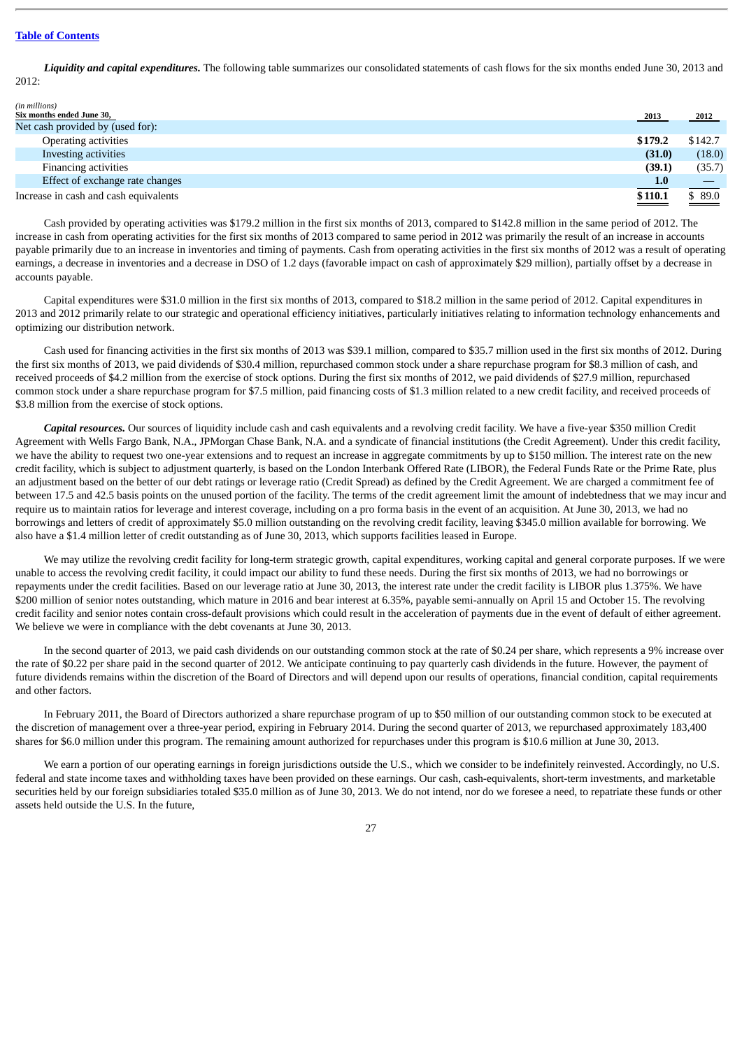[Table of Contents]

***Liquidity and capital expenditures.*** The following table summarizes our consolidated statements of cash flows for the six months ended June 30, 2013 and 2012:

| *(in millions)* **Six months ended June 30,** | **2013** | **2012** |
|---|---|---|
| Net cash provided by (used for): | | |
| Operating activities | **$179.2** | $142.7 |
| Investing activities | **(31.0)** | (18.0) |
| Financing activities | **(39.1)** | (35.7) |
| Effect of exchange rate changes | **1.0** | — |
| Increase in cash and cash equivalents | **$110.1** | $ 89.0 |

Cash provided by operating activities was $179.2 million in the first six months of 2013, compared to $142.8 million in the same period of 2012. The increase in cash from operating activities for the first six months of 2013 compared to same period in 2012 was primarily the result of an increase in accounts payable primarily due to an increase in inventories and timing of payments. Cash from operating activities in the first six months of 2012 was a result of operating earnings, a decrease in inventories and a decrease in DSO of 1.2 days (favorable impact on cash of approximately $29 million), partially offset by a decrease in accounts payable.

Capital expenditures were $31.0 million in the first six months of 2013, compared to $18.2 million in the same period of 2012. Capital expenditures in 2013 and 2012 primarily relate to our strategic and operational efficiency initiatives, particularly initiatives relating to information technology enhancements and optimizing our distribution network.

Cash used for financing activities in the first six months of 2013 was $39.1 million, compared to $35.7 million used in the first six months of 2012. During the first six months of 2013, we paid dividends of $30.4 million, repurchased common stock under a share repurchase program for $8.3 million of cash, and received proceeds of $4.2 million from the exercise of stock options. During the first six months of 2012, we paid dividends of $27.9 million, repurchased common stock under a share repurchase program for $7.5 million, paid financing costs of $1.3 million related to a new credit facility, and received proceeds of $3.8 million from the exercise of stock options.

***Capital resources.*** Our sources of liquidity include cash and cash equivalents and a revolving credit facility. We have a five-year $350 million Credit Agreement with Wells Fargo Bank, N.A., JPMorgan Chase Bank, N.A. and a syndicate of financial institutions (the Credit Agreement). Under this credit facility, we have the ability to request two one-year extensions and to request an increase in aggregate commitments by up to $150 million. The interest rate on the new credit facility, which is subject to adjustment quarterly, is based on the London Interbank Offered Rate (LIBOR), the Federal Funds Rate or the Prime Rate, plus an adjustment based on the better of our debt ratings or leverage ratio (Credit Spread) as defined by the Credit Agreement. We are charged a commitment fee of between 17.5 and 42.5 basis points on the unused portion of the facility. The terms of the credit agreement limit the amount of indebtedness that we may incur and require us to maintain ratios for leverage and interest coverage, including on a pro forma basis in the event of an acquisition. At June 30, 2013, we had no borrowings and letters of credit of approximately $5.0 million outstanding on the revolving credit facility, leaving $345.0 million available for borrowing. We also have a $1.4 million letter of credit outstanding as of June 30, 2013, which supports facilities leased in Europe.

We may utilize the revolving credit facility for long-term strategic growth, capital expenditures, working capital and general corporate purposes. If we were unable to access the revolving credit facility, it could impact our ability to fund these needs. During the first six months of 2013, we had no borrowings or repayments under the credit facilities. Based on our leverage ratio at June 30, 2013, the interest rate under the credit facility is LIBOR plus 1.375%. We have $200 million of senior notes outstanding, which mature in 2016 and bear interest at 6.35%, payable semi-annually on April 15 and October 15. The revolving credit facility and senior notes contain cross-default provisions which could result in the acceleration of payments due in the event of default of either agreement. We believe we were in compliance with the debt covenants at June 30, 2013.

In the second quarter of 2013, we paid cash dividends on our outstanding common stock at the rate of $0.24 per share, which represents a 9% increase over the rate of $0.22 per share paid in the second quarter of 2012. We anticipate continuing to pay quarterly cash dividends in the future. However, the payment of future dividends remains within the discretion of the Board of Directors and will depend upon our results of operations, financial condition, capital requirements and other factors.

In February 2011, the Board of Directors authorized a share repurchase program of up to $50 million of our outstanding common stock to be executed at the discretion of management over a three-year period, expiring in February 2014. During the second quarter of 2013, we repurchased approximately 183,400 shares for $6.0 million under this program. The remaining amount authorized for repurchases under this program is $10.6 million at June 30, 2013.

We earn a portion of our operating earnings in foreign jurisdictions outside the U.S., which we consider to be indefinitely reinvested. Accordingly, no U.S. federal and state income taxes and withholding taxes have been provided on these earnings. Our cash, cash-equivalents, short-term investments, and marketable securities held by our foreign subsidiaries totaled $35.0 million as of June 30, 2013. We do not intend, nor do we foresee a need, to repatriate these funds or other assets held outside the U.S. In the future,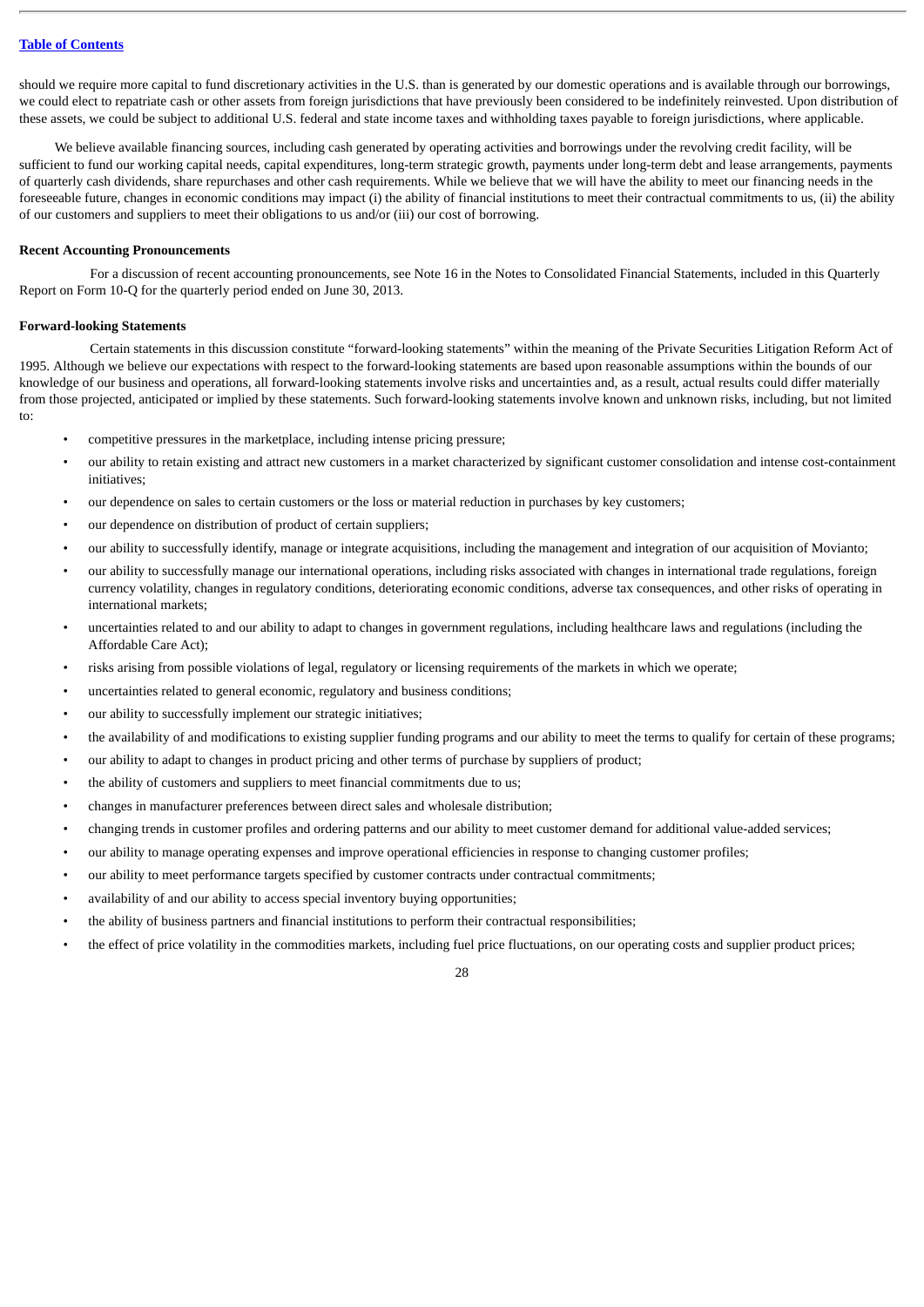should we require more capital to fund discretionary activities in the U.S. than is generated by our domestic operations and is available through our borrowings, we could elect to repatriate cash or other assets from foreign jurisdictions that have previously been considered to be indefinitely reinvested. Upon distribution of these assets, we could be subject to additional U.S. federal and state income taxes and withholding taxes payable to foreign jurisdictions, where applicable.

We believe available financing sources, including cash generated by operating activities and borrowings under the revolving credit facility, will be sufficient to fund our working capital needs, capital expenditures, long-term strategic growth, payments under long-term debt and lease arrangements, payments of quarterly cash dividends, share repurchases and other cash requirements. While we believe that we will have the ability to meet our financing needs in the foreseeable future, changes in economic conditions may impact (i) the ability of financial institutions to meet their contractual commitments to us, (ii) the ability of our customers and suppliers to meet their obligations to us and/or (iii) our cost of borrowing.

**Recent Accounting Pronouncements**

For a discussion of recent accounting pronouncements, see Note 16 in the Notes to Consolidated Financial Statements, included in this Quarterly Report on Form 10-Q for the quarterly period ended on June 30, 2013.

**Forward-looking Statements**

Certain statements in this discussion constitute "forward-looking statements" within the meaning of the Private Securities Litigation Reform Act of 1995. Although we believe our expectations with respect to the forward-looking statements are based upon reasonable assumptions within the bounds of our knowledge of our business and operations, all forward-looking statements involve risks and uncertainties and, as a result, actual results could differ materially from those projected, anticipated or implied by these statements. Such forward-looking statements involve known and unknown risks, including, but not limited to:

- competitive pressures in the marketplace, including intense pricing pressure;
- our ability to retain existing and attract new customers in a market characterized by significant customer consolidation and intense cost-containment initiatives;
- our dependence on sales to certain customers or the loss or material reduction in purchases by key customers;
- our dependence on distribution of product of certain suppliers;
- our ability to successfully identify, manage or integrate acquisitions, including the management and integration of our acquisition of Movianto;
- our ability to successfully manage our international operations, including risks associated with changes in international trade regulations, foreign currency volatility, changes in regulatory conditions, deteriorating economic conditions, adverse tax consequences, and other risks of operating in international markets;
- uncertainties related to and our ability to adapt to changes in government regulations, including healthcare laws and regulations (including the Affordable Care Act);
- risks arising from possible violations of legal, regulatory or licensing requirements of the markets in which we operate;
- uncertainties related to general economic, regulatory and business conditions;
- our ability to successfully implement our strategic initiatives;
- the availability of and modifications to existing supplier funding programs and our ability to meet the terms to qualify for certain of these programs;
- our ability to adapt to changes in product pricing and other terms of purchase by suppliers of product;
- the ability of customers and suppliers to meet financial commitments due to us;
- changes in manufacturer preferences between direct sales and wholesale distribution;
- changing trends in customer profiles and ordering patterns and our ability to meet customer demand for additional value-added services;
- our ability to manage operating expenses and improve operational efficiencies in response to changing customer profiles;
- our ability to meet performance targets specified by customer contracts under contractual commitments;
- availability of and our ability to access special inventory buying opportunities;
- the ability of business partners and financial institutions to perform their contractual responsibilities;
- the effect of price volatility in the commodities markets, including fuel price fluctuations, on our operating costs and supplier product prices;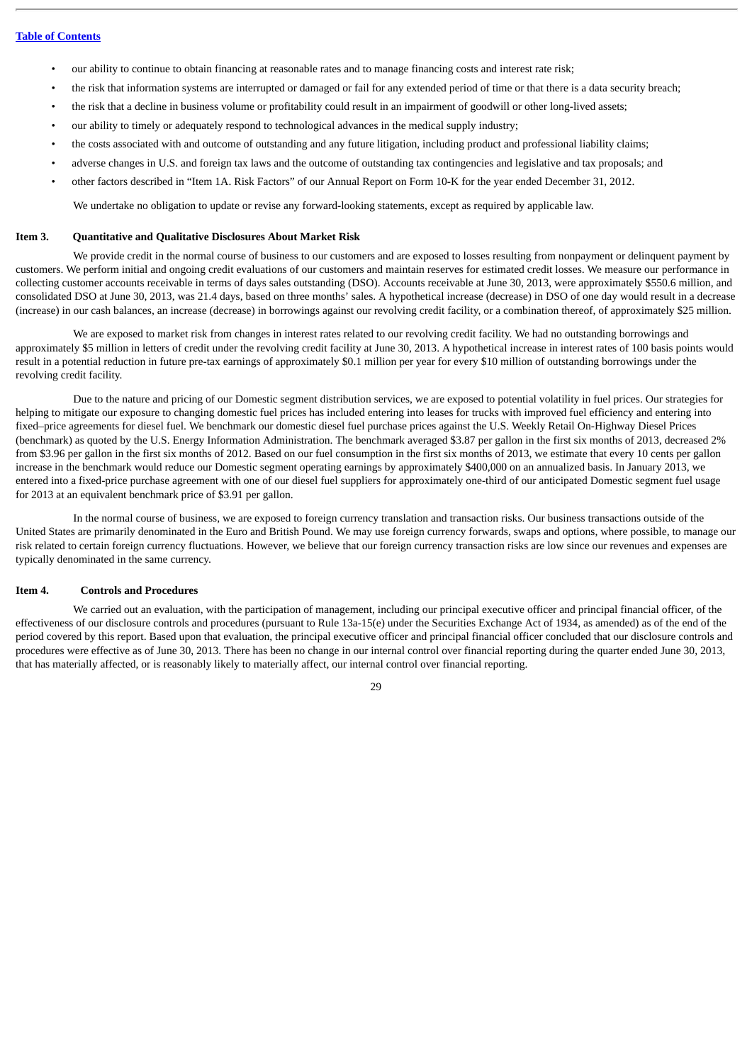- our ability to continue to obtain financing at reasonable rates and to manage financing costs and interest rate risk;
- the risk that information systems are interrupted or damaged or fail for any extended period of time or that there is a data security breach;
- the risk that a decline in business volume or profitability could result in an impairment of goodwill or other long-lived assets;
- our ability to timely or adequately respond to technological advances in the medical supply industry;
- the costs associated with and outcome of outstanding and any future litigation, including product and professional liability claims;
- adverse changes in U.S. and foreign tax laws and the outcome of outstanding tax contingencies and legislative and tax proposals; and
- other factors described in "Item 1A. Risk Factors" of our Annual Report on Form 10-K for the year ended December 31, 2012.

We undertake no obligation to update or revise any forward-looking statements, except as required by applicable law.

## Item 3. Quantitative and Qualitative Disclosures About Market Risk

We provide credit in the normal course of business to our customers and are exposed to losses resulting from nonpayment or delinquent payment by customers. We perform initial and ongoing credit evaluations of our customers and maintain reserves for estimated credit losses. We measure our performance in collecting customer accounts receivable in terms of days sales outstanding (DSO). Accounts receivable at June 30, 2013, were approximately $550.6 million, and consolidated DSO at June 30, 2013, was 21.4 days, based on three months' sales. A hypothetical increase (decrease) in DSO of one day would result in a decrease (increase) in our cash balances, an increase (decrease) in borrowings against our revolving credit facility, or a combination thereof, of approximately $25 million.

We are exposed to market risk from changes in interest rates related to our revolving credit facility. We had no outstanding borrowings and approximately $5 million in letters of credit under the revolving credit facility at June 30, 2013. A hypothetical increase in interest rates of 100 basis points would result in a potential reduction in future pre-tax earnings of approximately $0.1 million per year for every $10 million of outstanding borrowings under the revolving credit facility.

Due to the nature and pricing of our Domestic segment distribution services, we are exposed to potential volatility in fuel prices. Our strategies for helping to mitigate our exposure to changing domestic fuel prices has included entering into leases for trucks with improved fuel efficiency and entering into fixed–price agreements for diesel fuel. We benchmark our domestic diesel fuel purchase prices against the U.S. Weekly Retail On-Highway Diesel Prices (benchmark) as quoted by the U.S. Energy Information Administration. The benchmark averaged $3.87 per gallon in the first six months of 2013, decreased 2% from $3.96 per gallon in the first six months of 2012. Based on our fuel consumption in the first six months of 2013, we estimate that every 10 cents per gallon increase in the benchmark would reduce our Domestic segment operating earnings by approximately $400,000 on an annualized basis. In January 2013, we entered into a fixed-price purchase agreement with one of our diesel fuel suppliers for approximately one-third of our anticipated Domestic segment fuel usage for 2013 at an equivalent benchmark price of $3.91 per gallon.

In the normal course of business, we are exposed to foreign currency translation and transaction risks. Our business transactions outside of the United States are primarily denominated in the Euro and British Pound. We may use foreign currency forwards, swaps and options, where possible, to manage our risk related to certain foreign currency fluctuations. However, we believe that our foreign currency transaction risks are low since our revenues and expenses are typically denominated in the same currency.

## Item 4. Controls and Procedures

We carried out an evaluation, with the participation of management, including our principal executive officer and principal financial officer, of the effectiveness of our disclosure controls and procedures (pursuant to Rule 13a-15(e) under the Securities Exchange Act of 1934, as amended) as of the end of the period covered by this report. Based upon that evaluation, the principal executive officer and principal financial officer concluded that our disclosure controls and procedures were effective as of June 30, 2013. There has been no change in our internal control over financial reporting during the quarter ended June 30, 2013, that has materially affected, or is reasonably likely to materially affect, our internal control over financial reporting.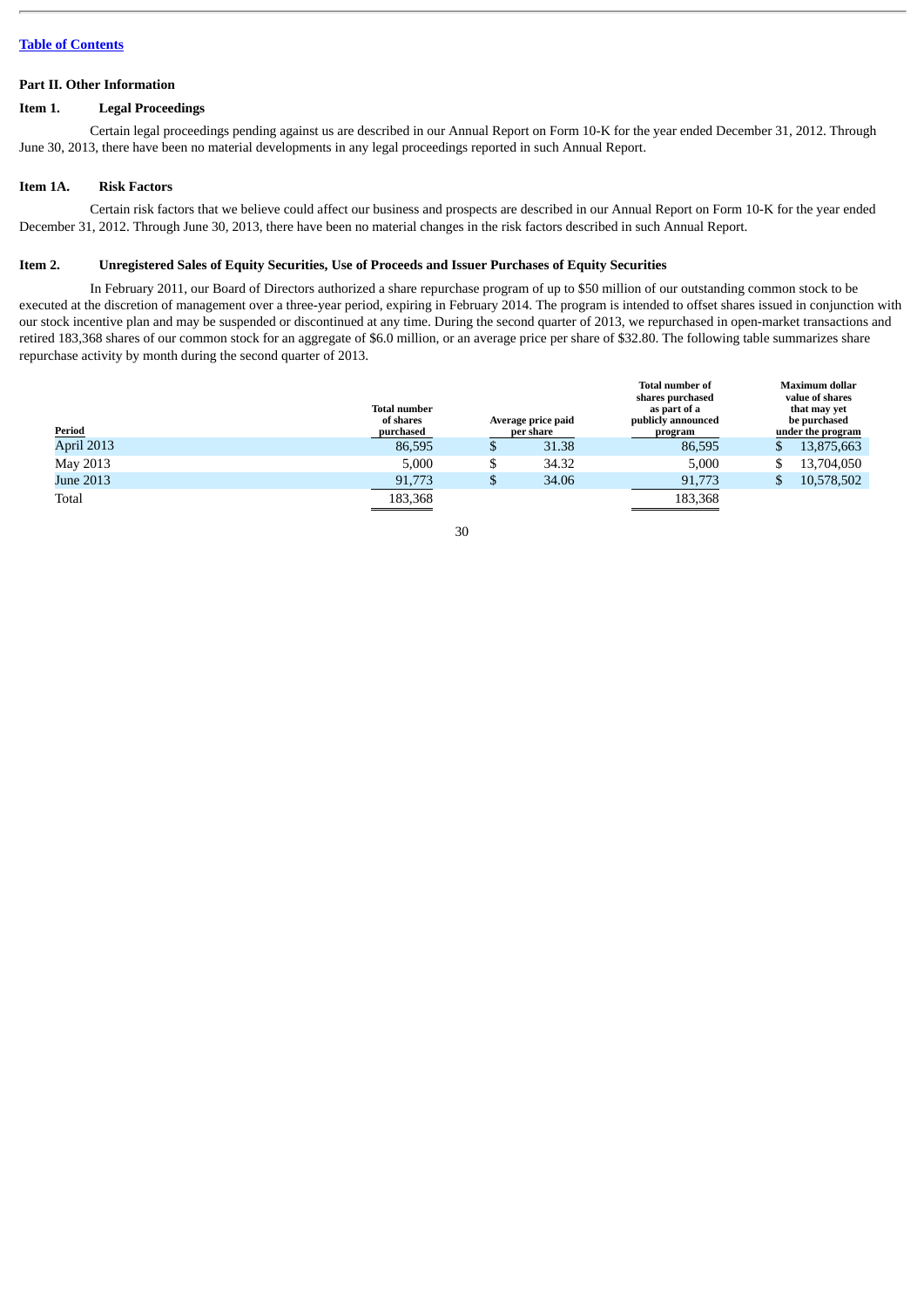[Table of Contents]

## Part II. Other Information

### Item 1. Legal Proceedings

Certain legal proceedings pending against us are described in our Annual Report on Form 10-K for the year ended December 31, 2012. Through June 30, 2013, there have been no material developments in any legal proceedings reported in such Annual Report.

### Item 1A. Risk Factors

Certain risk factors that we believe could affect our business and prospects are described in our Annual Report on Form 10-K for the year ended December 31, 2012. Through June 30, 2013, there have been no material changes in the risk factors described in such Annual Report.

### Item 2. Unregistered Sales of Equity Securities, Use of Proceeds and Issuer Purchases of Equity Securities

In February 2011, our Board of Directors authorized a share repurchase program of up to $50 million of our outstanding common stock to be executed at the discretion of management over a three-year period, expiring in February 2014. The program is intended to offset shares issued in conjunction with our stock incentive plan and may be suspended or discontinued at any time. During the second quarter of 2013, we repurchased in open-market transactions and retired 183,368 shares of our common stock for an aggregate of $6.0 million, or an average price per share of $32.80. The following table summarizes share repurchase activity by month during the second quarter of 2013.

| Period | Total number of shares purchased | Average price paid per share | Total number of shares purchased as part of a publicly announced program | Maximum dollar value of shares that may yet be purchased under the program |
|---|---|---|---|---|
| April 2013 | 86,595 | $ 31.38 | 86,595 | $ 13,875,663 |
| May 2013 | 5,000 | $ 34.32 | 5,000 | $ 13,704,050 |
| June 2013 | 91,773 | $ 34.06 | 91,773 | $ 10,578,502 |
| Total | 183,368 | | 183,368 | |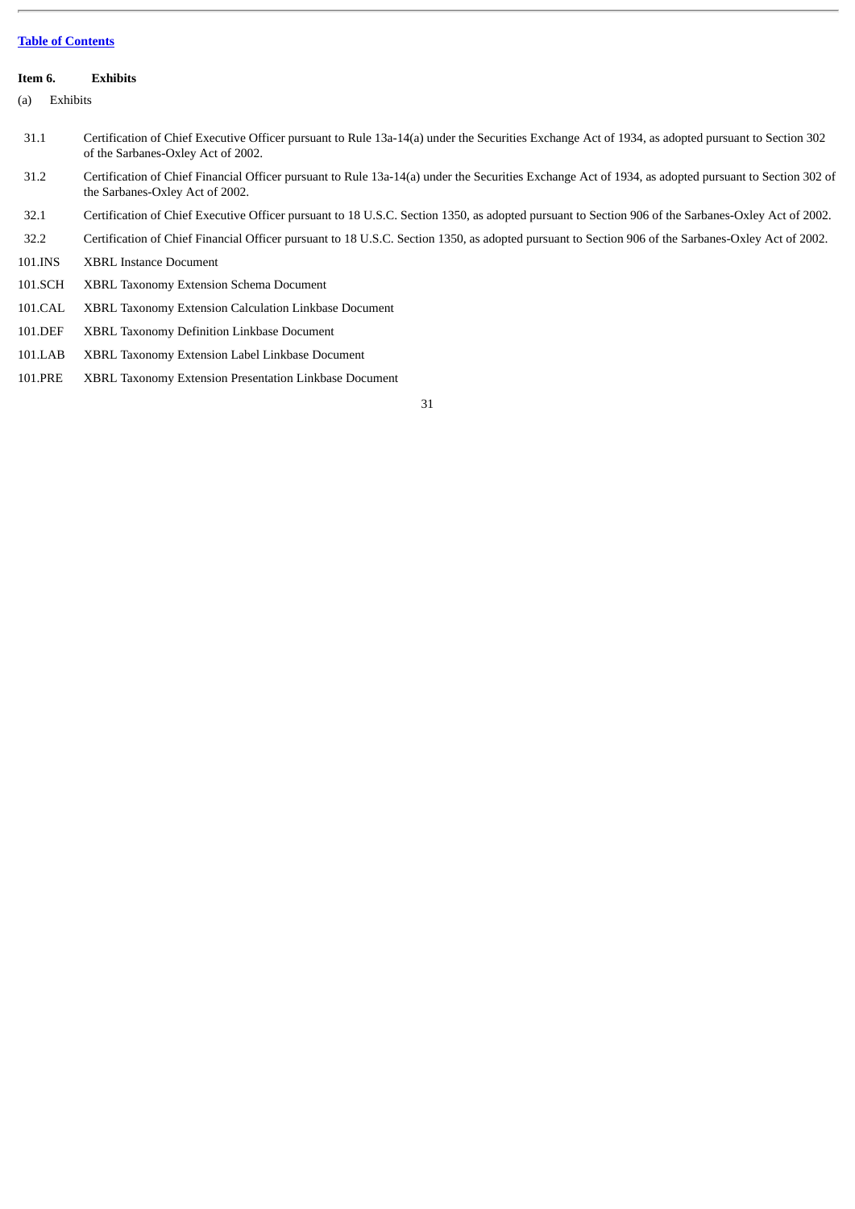**Item 6. Exhibits**

(a) Exhibits

| | |
|---|---|
| 31.1 | Certification of Chief Executive Officer pursuant to Rule 13a-14(a) under the Securities Exchange Act of 1934, as adopted pursuant to Section 302 of the Sarbanes-Oxley Act of 2002. |
| 31.2 | Certification of Chief Financial Officer pursuant to Rule 13a-14(a) under the Securities Exchange Act of 1934, as adopted pursuant to Section 302 of the Sarbanes-Oxley Act of 2002. |
| 32.1 | Certification of Chief Executive Officer pursuant to 18 U.S.C. Section 1350, as adopted pursuant to Section 906 of the Sarbanes-Oxley Act of 2002. |
| 32.2 | Certification of Chief Financial Officer pursuant to 18 U.S.C. Section 1350, as adopted pursuant to Section 906 of the Sarbanes-Oxley Act of 2002. |
| 101.INS | XBRL Instance Document |
| 101.SCH | XBRL Taxonomy Extension Schema Document |
| 101.CAL | XBRL Taxonomy Extension Calculation Linkbase Document |
| 101.DEF | XBRL Taxonomy Definition Linkbase Document |
| 101.LAB | XBRL Taxonomy Extension Label Linkbase Document |
| 101.PRE | XBRL Taxonomy Extension Presentation Linkbase Document |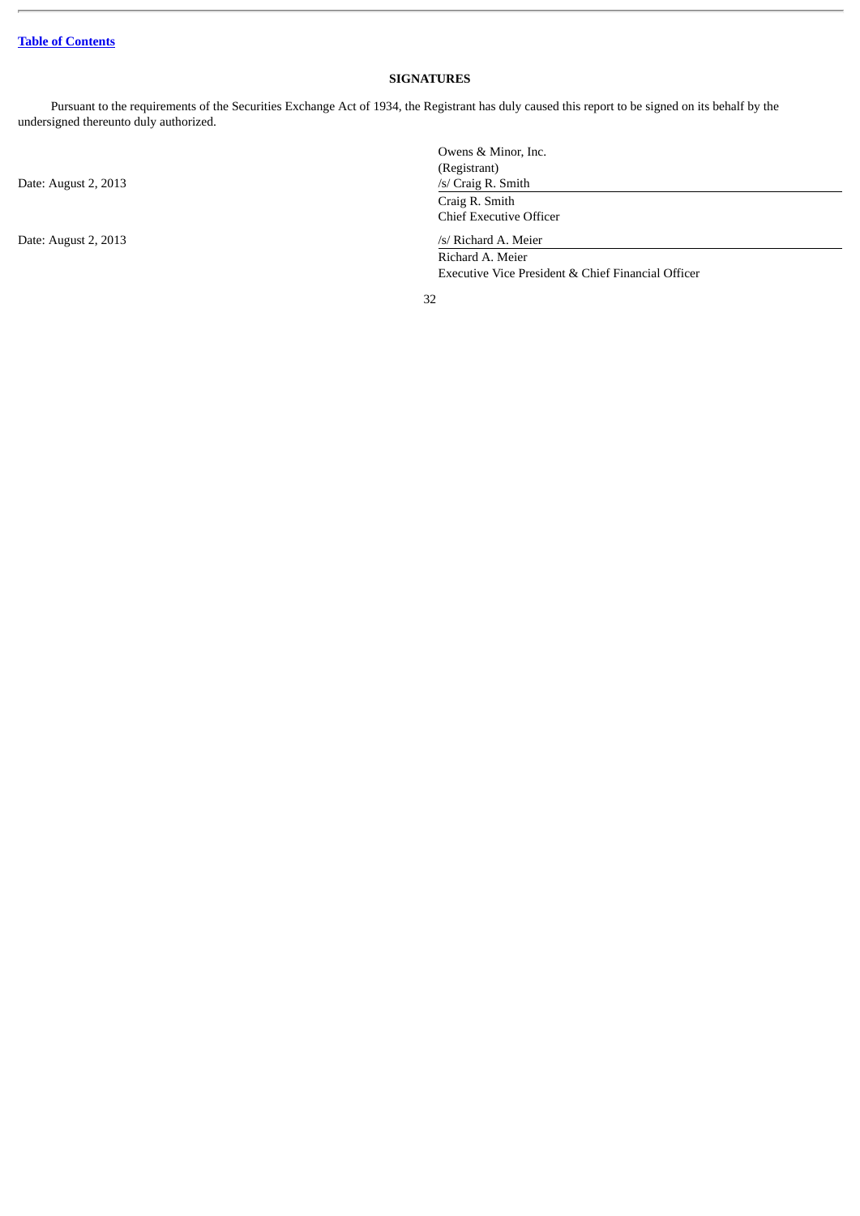[Table of Contents](#)

# SIGNATURES

Pursuant to the requirements of the Securities Exchange Act of 1934, the Registrant has duly caused this report to be signed on its behalf by the undersigned thereunto duly authorized.

| | |
|---|---|
| | Owens & Minor, Inc. |
| | (Registrant) |
| Date: August 2, 2013 | /s/ Craig R. Smith |
| | Craig R. Smith |
| | Chief Executive Officer |
| Date: August 2, 2013 | /s/ Richard A. Meier |
| | Richard A. Meier |
| | Executive Vice President & Chief Financial Officer |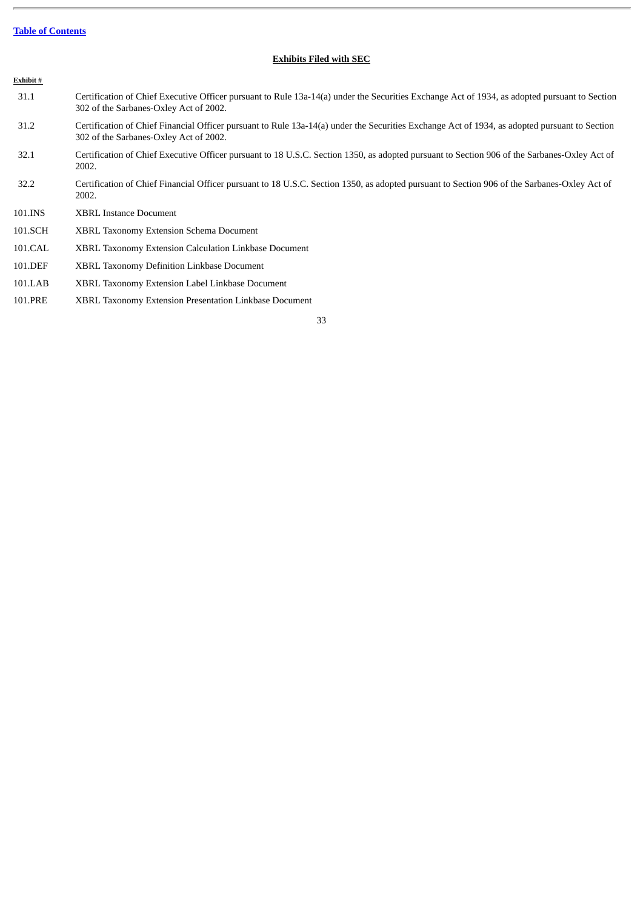[Table of Contents](#)

## Exhibits Filed with SEC

| Exhibit # | |
|---|---|
| 31.1 | Certification of Chief Executive Officer pursuant to Rule 13a-14(a) under the Securities Exchange Act of 1934, as adopted pursuant to Section 302 of the Sarbanes-Oxley Act of 2002. |
| 31.2 | Certification of Chief Financial Officer pursuant to Rule 13a-14(a) under the Securities Exchange Act of 1934, as adopted pursuant to Section 302 of the Sarbanes-Oxley Act of 2002. |
| 32.1 | Certification of Chief Executive Officer pursuant to 18 U.S.C. Section 1350, as adopted pursuant to Section 906 of the Sarbanes-Oxley Act of 2002. |
| 32.2 | Certification of Chief Financial Officer pursuant to 18 U.S.C. Section 1350, as adopted pursuant to Section 906 of the Sarbanes-Oxley Act of 2002. |
| 101.INS | XBRL Instance Document |
| 101.SCH | XBRL Taxonomy Extension Schema Document |
| 101.CAL | XBRL Taxonomy Extension Calculation Linkbase Document |
| 101.DEF | XBRL Taxonomy Definition Linkbase Document |
| 101.LAB | XBRL Taxonomy Extension Label Linkbase Document |
| 101.PRE | XBRL Taxonomy Extension Presentation Linkbase Document |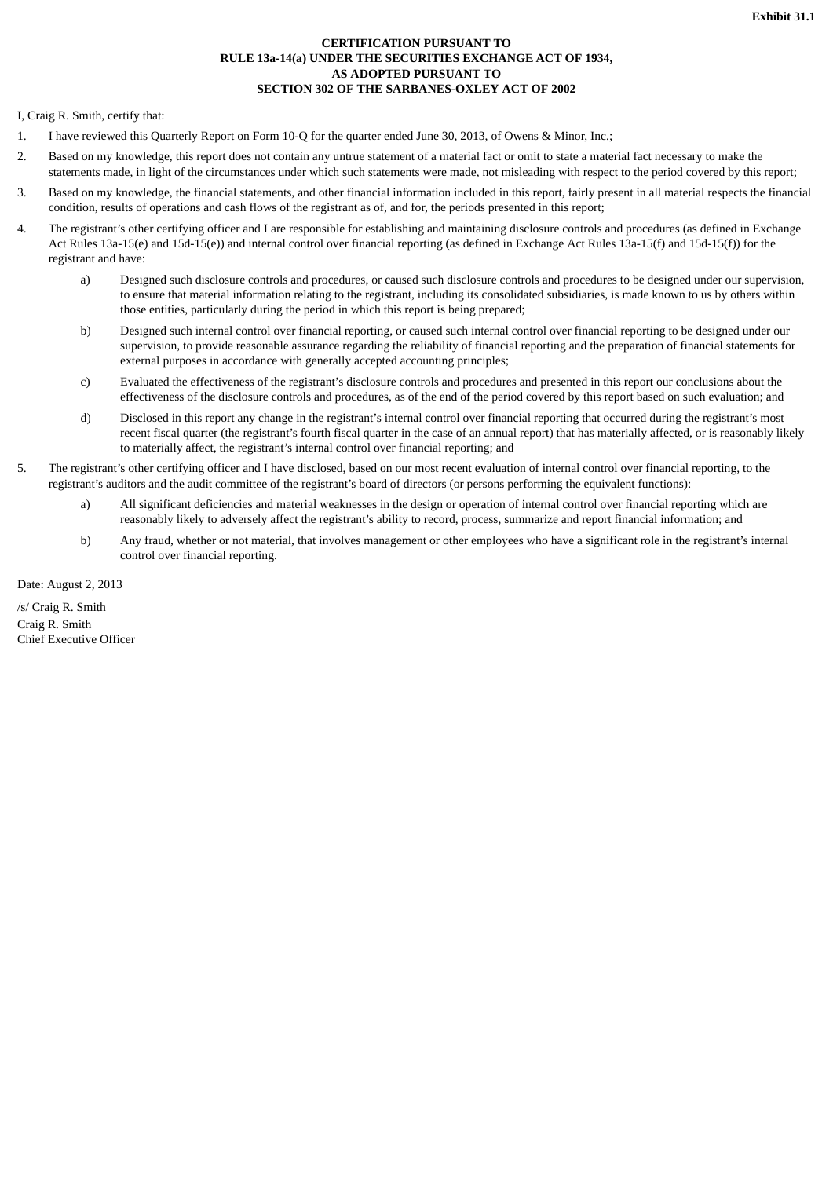**Exhibit 31.1**

**CERTIFICATION PURSUANT TO**
**RULE 13a-14(a) UNDER THE SECURITIES EXCHANGE ACT OF 1934,**
**AS ADOPTED PURSUANT TO**
**SECTION 302 OF THE SARBANES-OXLEY ACT OF 2002**

I, Craig R. Smith, certify that:

1. I have reviewed this Quarterly Report on Form 10-Q for the quarter ended June 30, 2013, of Owens & Minor, Inc.;

2. Based on my knowledge, this report does not contain any untrue statement of a material fact or omit to state a material fact necessary to make the statements made, in light of the circumstances under which such statements were made, not misleading with respect to the period covered by this report;

3. Based on my knowledge, the financial statements, and other financial information included in this report, fairly present in all material respects the financial condition, results of operations and cash flows of the registrant as of, and for, the periods presented in this report;

4. The registrant's other certifying officer and I are responsible for establishing and maintaining disclosure controls and procedures (as defined in Exchange Act Rules 13a-15(e) and 15d-15(e)) and internal control over financial reporting (as defined in Exchange Act Rules 13a-15(f) and 15d-15(f)) for the registrant and have:

   a) Designed such disclosure controls and procedures, or caused such disclosure controls and procedures to be designed under our supervision, to ensure that material information relating to the registrant, including its consolidated subsidiaries, is made known to us by others within those entities, particularly during the period in which this report is being prepared;

   b) Designed such internal control over financial reporting, or caused such internal control over financial reporting to be designed under our supervision, to provide reasonable assurance regarding the reliability of financial reporting and the preparation of financial statements for external purposes in accordance with generally accepted accounting principles;

   c) Evaluated the effectiveness of the registrant's disclosure controls and procedures and presented in this report our conclusions about the effectiveness of the disclosure controls and procedures, as of the end of the period covered by this report based on such evaluation; and

   d) Disclosed in this report any change in the registrant's internal control over financial reporting that occurred during the registrant's most recent fiscal quarter (the registrant's fourth fiscal quarter in the case of an annual report) that has materially affected, or is reasonably likely to materially affect, the registrant's internal control over financial reporting; and

5. The registrant's other certifying officer and I have disclosed, based on our most recent evaluation of internal control over financial reporting, to the registrant's auditors and the audit committee of the registrant's board of directors (or persons performing the equivalent functions):

   a) All significant deficiencies and material weaknesses in the design or operation of internal control over financial reporting which are reasonably likely to adversely affect the registrant's ability to record, process, summarize and report financial information; and

   b) Any fraud, whether or not material, that involves management or other employees who have a significant role in the registrant's internal control over financial reporting.

Date: August 2, 2013

/s/ Craig R. Smith

Craig R. Smith
Chief Executive Officer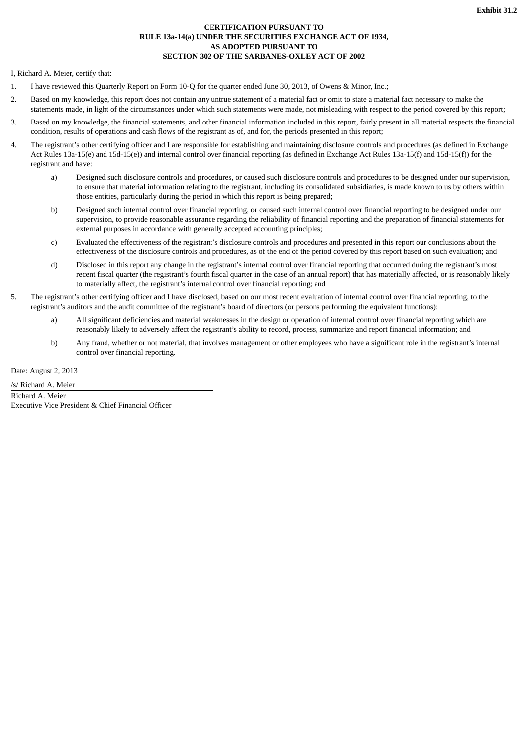**Exhibit 31.2**

**CERTIFICATION PURSUANT TO**
**RULE 13a-14(a) UNDER THE SECURITIES EXCHANGE ACT OF 1934,**
**AS ADOPTED PURSUANT TO**
**SECTION 302 OF THE SARBANES-OXLEY ACT OF 2002**

I, Richard A. Meier, certify that:

1. I have reviewed this Quarterly Report on Form 10-Q for the quarter ended June 30, 2013, of Owens & Minor, Inc.;
2. Based on my knowledge, this report does not contain any untrue statement of a material fact or omit to state a material fact necessary to make the statements made, in light of the circumstances under which such statements were made, not misleading with respect to the period covered by this report;
3. Based on my knowledge, the financial statements, and other financial information included in this report, fairly present in all material respects the financial condition, results of operations and cash flows of the registrant as of, and for, the periods presented in this report;
4. The registrant's other certifying officer and I are responsible for establishing and maintaining disclosure controls and procedures (as defined in Exchange Act Rules 13a-15(e) and 15d-15(e)) and internal control over financial reporting (as defined in Exchange Act Rules 13a-15(f) and 15d-15(f)) for the registrant and have:
   - a) Designed such disclosure controls and procedures, or caused such disclosure controls and procedures to be designed under our supervision, to ensure that material information relating to the registrant, including its consolidated subsidiaries, is made known to us by others within those entities, particularly during the period in which this report is being prepared;
   - b) Designed such internal control over financial reporting, or caused such internal control over financial reporting to be designed under our supervision, to provide reasonable assurance regarding the reliability of financial reporting and the preparation of financial statements for external purposes in accordance with generally accepted accounting principles;
   - c) Evaluated the effectiveness of the registrant's disclosure controls and procedures and presented in this report our conclusions about the effectiveness of the disclosure controls and procedures, as of the end of the period covered by this report based on such evaluation; and
   - d) Disclosed in this report any change in the registrant's internal control over financial reporting that occurred during the registrant's most recent fiscal quarter (the registrant's fourth fiscal quarter in the case of an annual report) that has materially affected, or is reasonably likely to materially affect, the registrant's internal control over financial reporting; and
5. The registrant's other certifying officer and I have disclosed, based on our most recent evaluation of internal control over financial reporting, to the registrant's auditors and the audit committee of the registrant's board of directors (or persons performing the equivalent functions):
   - a) All significant deficiencies and material weaknesses in the design or operation of internal control over financial reporting which are reasonably likely to adversely affect the registrant's ability to record, process, summarize and report financial information; and
   - b) Any fraud, whether or not material, that involves management or other employees who have a significant role in the registrant's internal control over financial reporting.

Date: August 2, 2013

/s/ Richard A. Meier

Richard A. Meier
Executive Vice President & Chief Financial Officer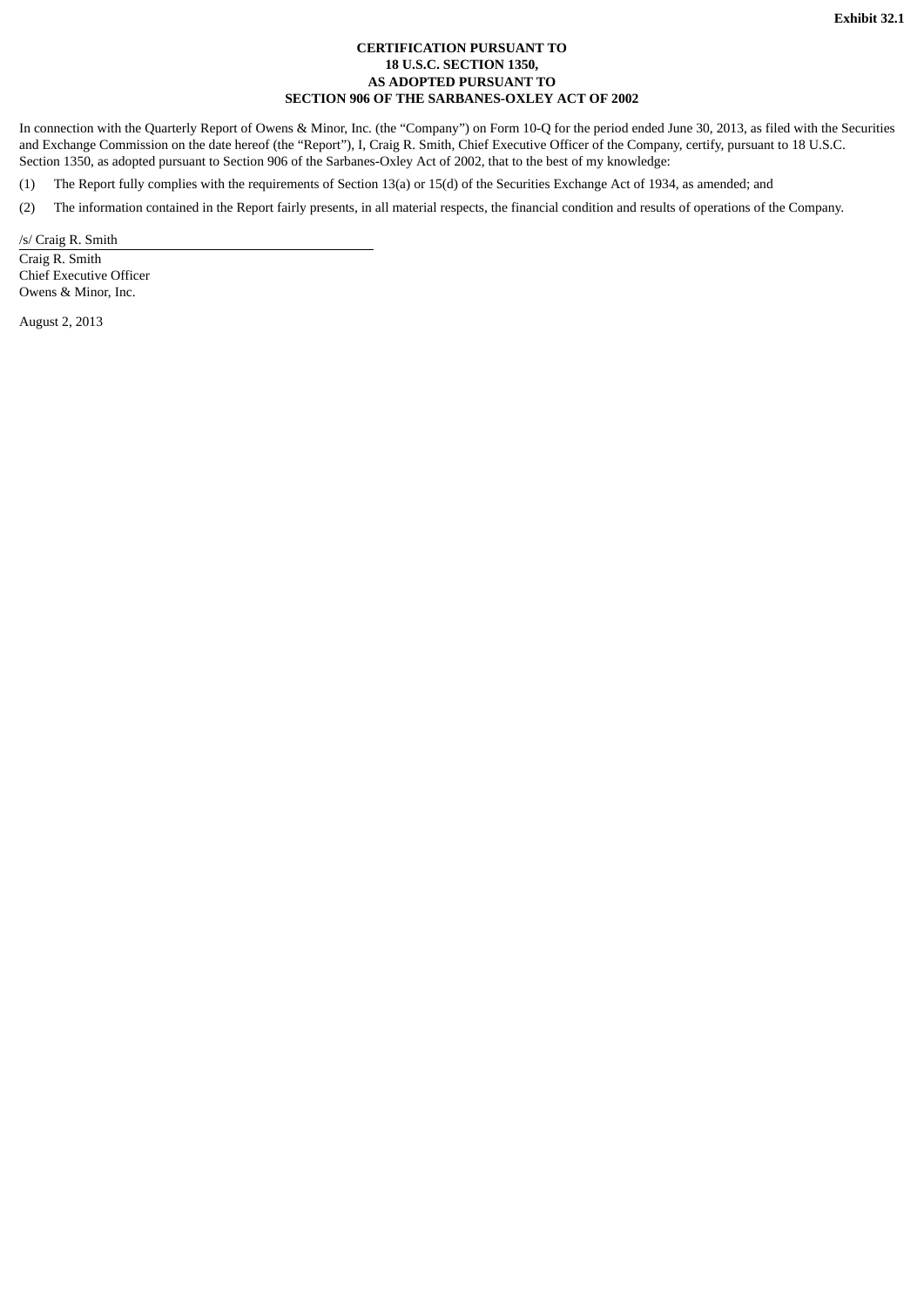**Exhibit 32.1**

**CERTIFICATION PURSUANT TO
18 U.S.C. SECTION 1350,
AS ADOPTED PURSUANT TO
SECTION 906 OF THE SARBANES-OXLEY ACT OF 2002**

In connection with the Quarterly Report of Owens & Minor, Inc. (the "Company") on Form 10-Q for the period ended June 30, 2013, as filed with the Securities and Exchange Commission on the date hereof (the "Report"), I, Craig R. Smith, Chief Executive Officer of the Company, certify, pursuant to 18 U.S.C. Section 1350, as adopted pursuant to Section 906 of the Sarbanes-Oxley Act of 2002, that to the best of my knowledge:

(1) The Report fully complies with the requirements of Section 13(a) or 15(d) of the Securities Exchange Act of 1934, as amended; and

(2) The information contained in the Report fairly presents, in all material respects, the financial condition and results of operations of the Company.

/s/ Craig R. Smith

Craig R. Smith
Chief Executive Officer
Owens & Minor, Inc.

August 2, 2013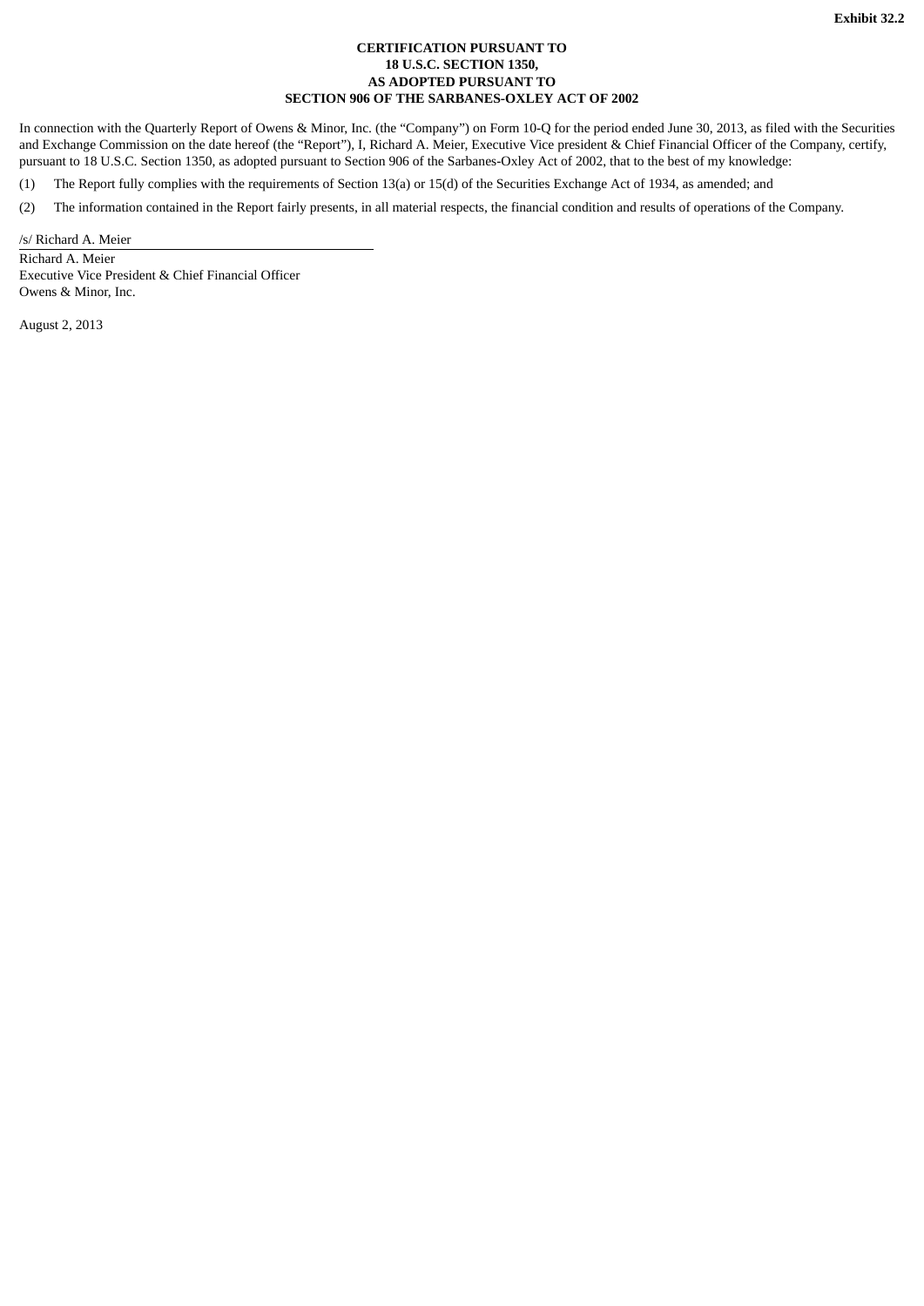**Exhibit 32.2**

**CERTIFICATION PURSUANT TO
18 U.S.C. SECTION 1350,
AS ADOPTED PURSUANT TO
SECTION 906 OF THE SARBANES-OXLEY ACT OF 2002**

In connection with the Quarterly Report of Owens & Minor, Inc. (the "Company") on Form 10-Q for the period ended June 30, 2013, as filed with the Securities and Exchange Commission on the date hereof (the "Report"), I, Richard A. Meier, Executive Vice president & Chief Financial Officer of the Company, certify, pursuant to 18 U.S.C. Section 1350, as adopted pursuant to Section 906 of the Sarbanes-Oxley Act of 2002, that to the best of my knowledge:

(1) The Report fully complies with the requirements of Section 13(a) or 15(d) of the Securities Exchange Act of 1934, as amended; and

(2) The information contained in the Report fairly presents, in all material respects, the financial condition and results of operations of the Company.

/s/ Richard A. Meier

Richard A. Meier
Executive Vice President & Chief Financial Officer
Owens & Minor, Inc.

August 2, 2013